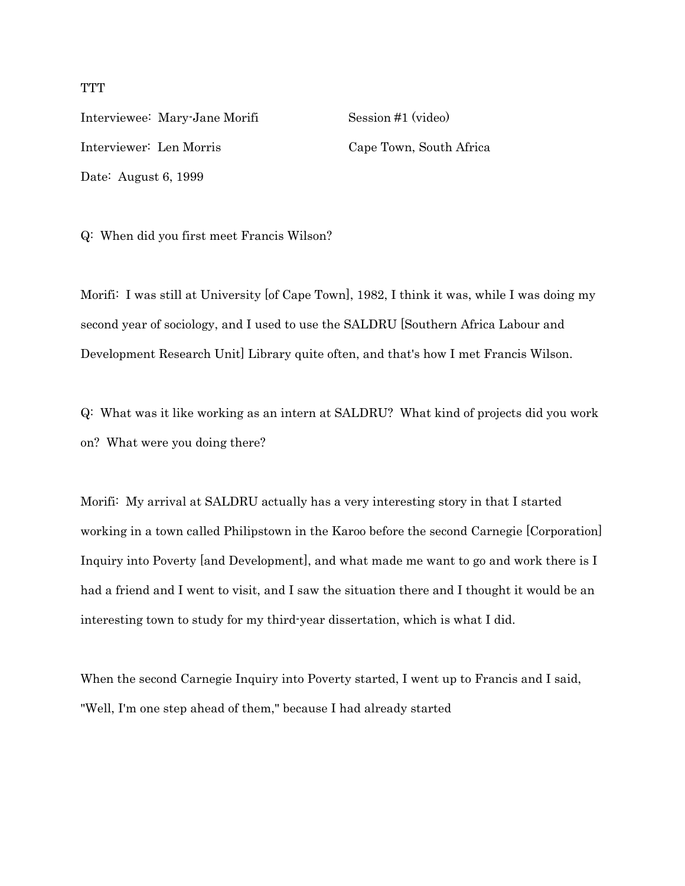TTT

Interviewee: Mary-Jane Morifi Session #1 (video)

Interviewer: Len Morris Cape Town, South Africa

Date: August 6, 1999

Q: When did you first meet Francis Wilson?

Morifi: I was still at University [of Cape Town], 1982, I think it was, while I was doing my second year of sociology, and I used to use the SALDRU [Southern Africa Labour and Development Research Unit] Library quite often, and that's how I met Francis Wilson.

Q: What was it like working as an intern at SALDRU? What kind of projects did you work on? What were you doing there?

Morifi: My arrival at SALDRU actually has a very interesting story in that I started working in a town called Philipstown in the Karoo before the second Carnegie [Corporation] Inquiry into Poverty [and Development], and what made me want to go and work there is I had a friend and I went to visit, and I saw the situation there and I thought it would be an interesting town to study for my third-year dissertation, which is what I did.

When the second Carnegie Inquiry into Poverty started, I went up to Francis and I said, "Well, I'm one step ahead of them," because I had already started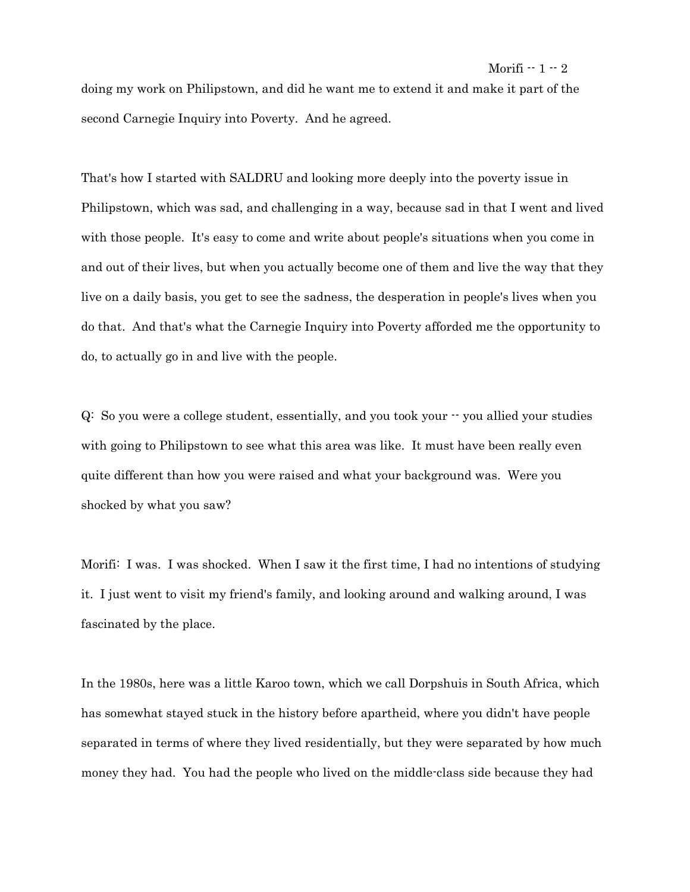doing my work on Philipstown, and did he want me to extend it and make it part of the second Carnegie Inquiry into Poverty. And he agreed.

That's how I started with SALDRU and looking more deeply into the poverty issue in Philipstown, which was sad, and challenging in a way, because sad in that I went and lived with those people. It's easy to come and write about people's situations when you come in and out of their lives, but when you actually become one of them and live the way that they live on a daily basis, you get to see the sadness, the desperation in people's lives when you do that. And that's what the Carnegie Inquiry into Poverty afforded me the opportunity to do, to actually go in and live with the people.

Q: So you were a college student, essentially, and you took your -- you allied your studies with going to Philipstown to see what this area was like. It must have been really even quite different than how you were raised and what your background was. Were you shocked by what you saw?

Morifi: I was. I was shocked. When I saw it the first time, I had no intentions of studying it. I just went to visit my friend's family, and looking around and walking around, I was fascinated by the place.

In the 1980s, here was a little Karoo town, which we call Dorpshuis in South Africa, which has somewhat stayed stuck in the history before apartheid, where you didn't have people separated in terms of where they lived residentially, but they were separated by how much money they had. You had the people who lived on the middle-class side because they had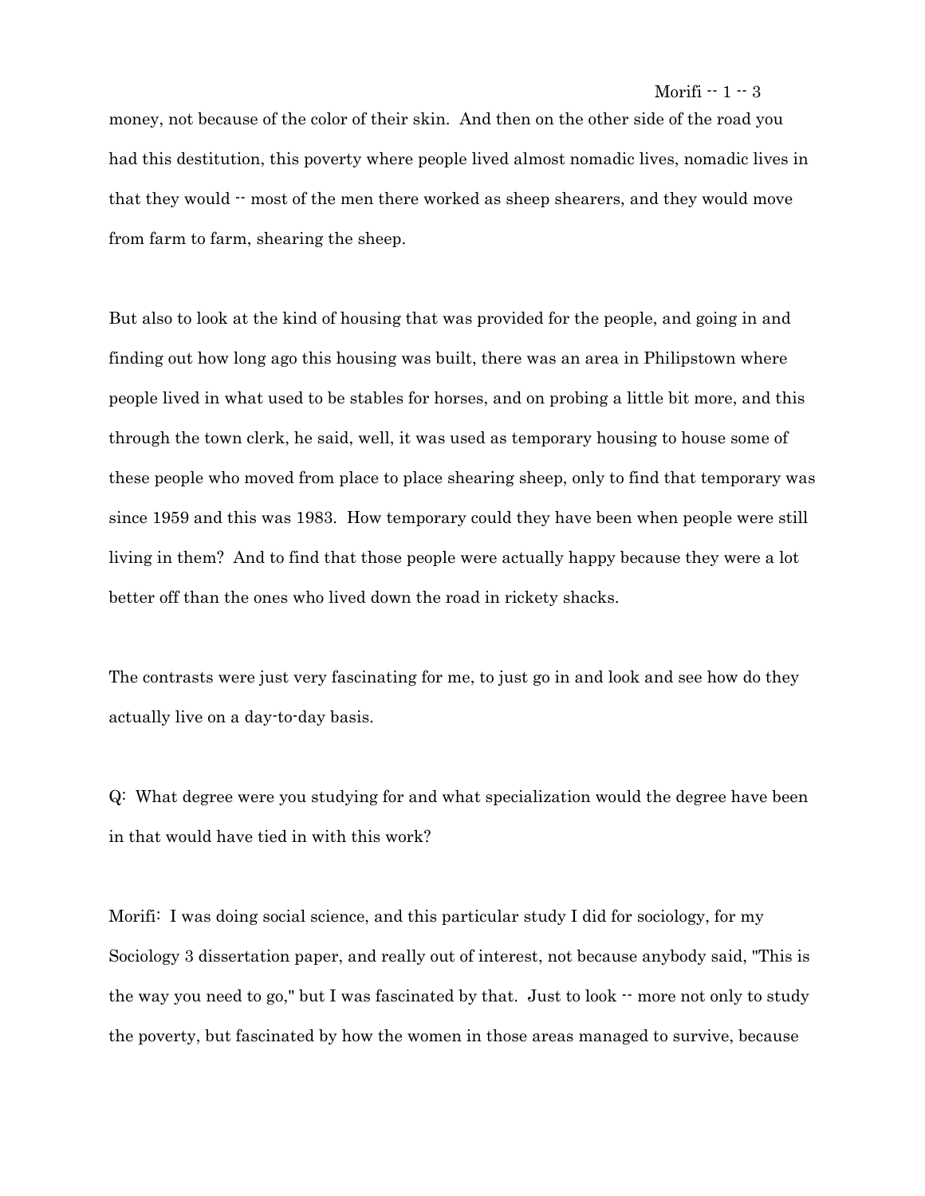money, not because of the color of their skin. And then on the other side of the road you had this destitution, this poverty where people lived almost nomadic lives, nomadic lives in that they would -- most of the men there worked as sheep shearers, and they would move from farm to farm, shearing the sheep.

But also to look at the kind of housing that was provided for the people, and going in and finding out how long ago this housing was built, there was an area in Philipstown where people lived in what used to be stables for horses, and on probing a little bit more, and this through the town clerk, he said, well, it was used as temporary housing to house some of these people who moved from place to place shearing sheep, only to find that temporary was since 1959 and this was 1983. How temporary could they have been when people were still living in them? And to find that those people were actually happy because they were a lot better off than the ones who lived down the road in rickety shacks.

The contrasts were just very fascinating for me, to just go in and look and see how do they actually live on a day-to-day basis.

Q: What degree were you studying for and what specialization would the degree have been in that would have tied in with this work?

Morifi: I was doing social science, and this particular study I did for sociology, for my Sociology 3 dissertation paper, and really out of interest, not because anybody said, "This is the way you need to go," but I was fascinated by that. Just to look -- more not only to study the poverty, but fascinated by how the women in those areas managed to survive, because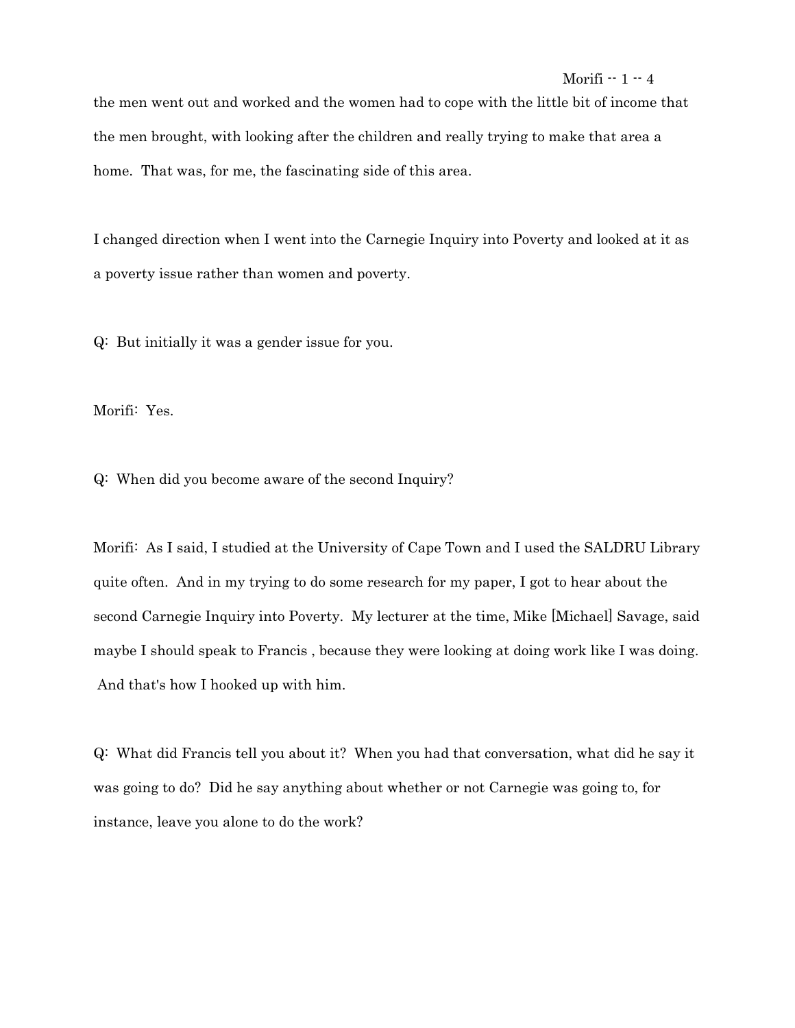the men went out and worked and the women had to cope with the little bit of income that the men brought, with looking after the children and really trying to make that area a home. That was, for me, the fascinating side of this area.

I changed direction when I went into the Carnegie Inquiry into Poverty and looked at it as a poverty issue rather than women and poverty.

Q: But initially it was a gender issue for you.

Morifi: Yes.

Q: When did you become aware of the second Inquiry?

Morifi: As I said, I studied at the University of Cape Town and I used the SALDRU Library quite often. And in my trying to do some research for my paper, I got to hear about the second Carnegie Inquiry into Poverty. My lecturer at the time, Mike [Michael] Savage, said maybe I should speak to Francis , because they were looking at doing work like I was doing. And that's how I hooked up with him.

Q: What did Francis tell you about it? When you had that conversation, what did he say it was going to do? Did he say anything about whether or not Carnegie was going to, for instance, leave you alone to do the work?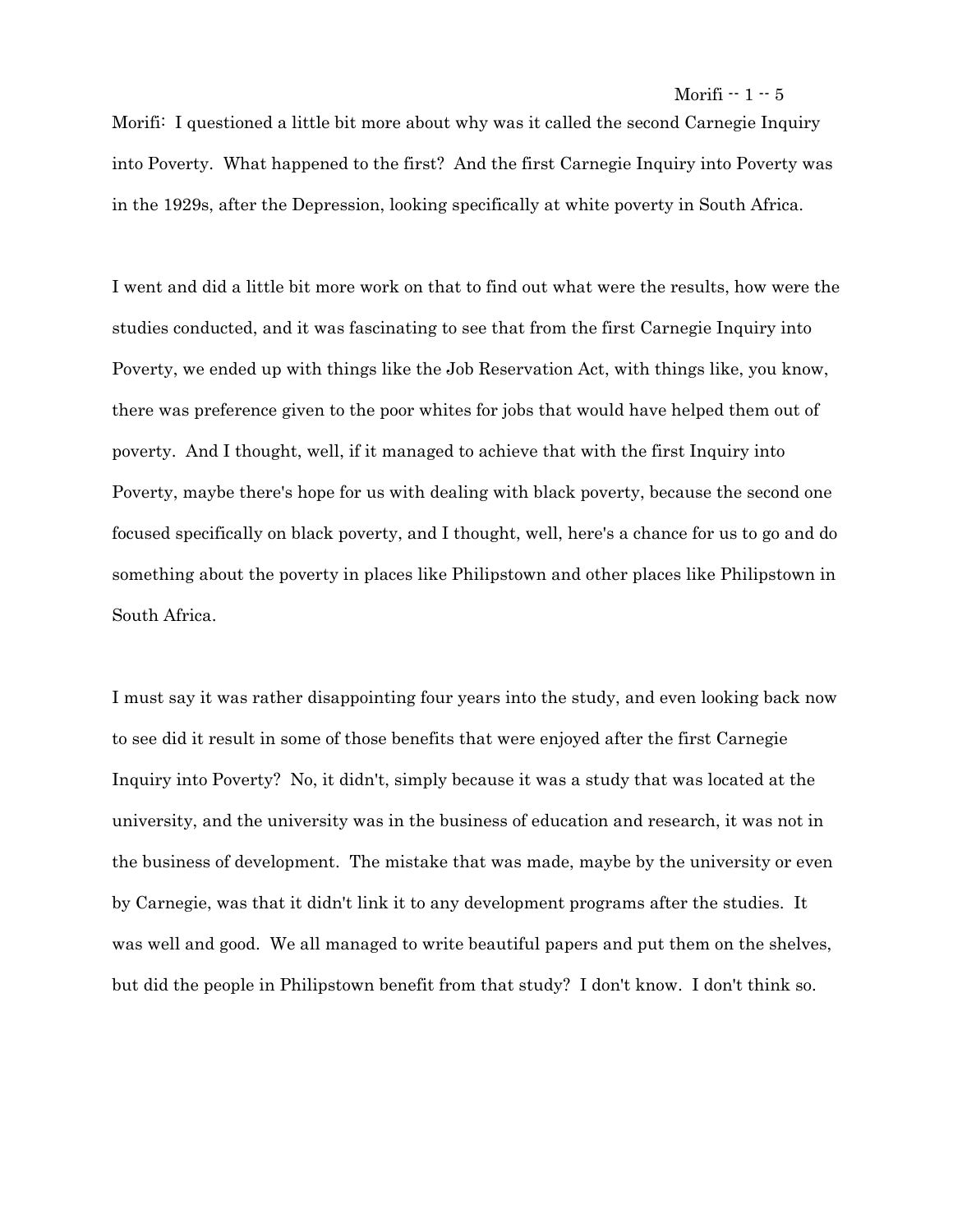Morifi: I questioned a little bit more about why was it called the second Carnegie Inquiry into Poverty. What happened to the first? And the first Carnegie Inquiry into Poverty was in the 1929s, after the Depression, looking specifically at white poverty in South Africa.

I went and did a little bit more work on that to find out what were the results, how were the studies conducted, and it was fascinating to see that from the first Carnegie Inquiry into Poverty, we ended up with things like the Job Reservation Act, with things like, you know, there was preference given to the poor whites for jobs that would have helped them out of poverty. And I thought, well, if it managed to achieve that with the first Inquiry into Poverty, maybe there's hope for us with dealing with black poverty, because the second one focused specifically on black poverty, and I thought, well, here's a chance for us to go and do something about the poverty in places like Philipstown and other places like Philipstown in South Africa.

I must say it was rather disappointing four years into the study, and even looking back now to see did it result in some of those benefits that were enjoyed after the first Carnegie Inquiry into Poverty? No, it didn't, simply because it was a study that was located at the university, and the university was in the business of education and research, it was not in the business of development. The mistake that was made, maybe by the university or even by Carnegie, was that it didn't link it to any development programs after the studies. It was well and good. We all managed to write beautiful papers and put them on the shelves, but did the people in Philipstown benefit from that study? I don't know. I don't think so.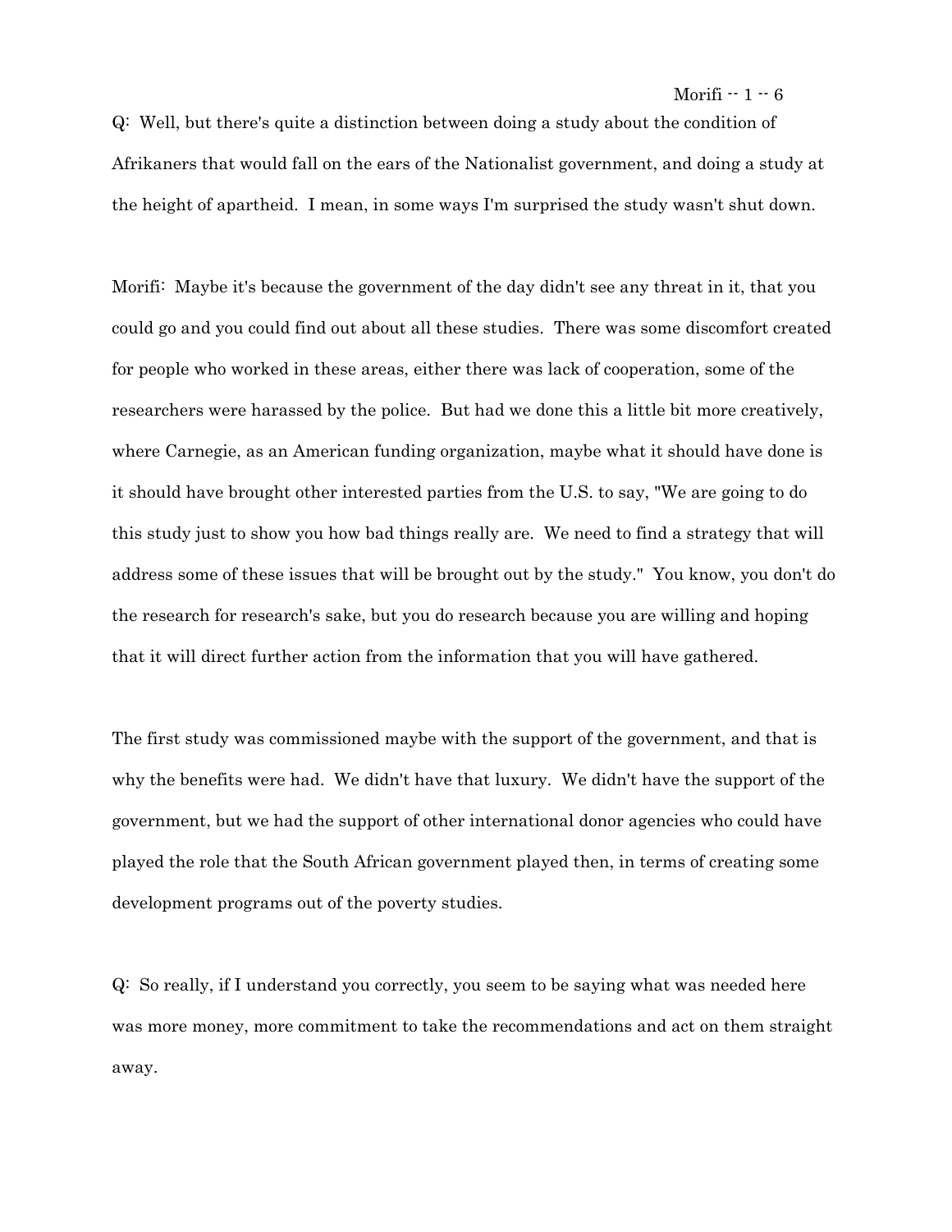Q: Well, but there's quite a distinction between doing a study about the condition of Afrikaners that would fall on the ears of the Nationalist government, and doing a study at the height of apartheid. I mean, in some ways I'm surprised the study wasn't shut down.

Morifi: Maybe it's because the government of the day didn't see any threat in it, that you could go and you could find out about all these studies. There was some discomfort created for people who worked in these areas, either there was lack of cooperation, some of the researchers were harassed by the police. But had we done this a little bit more creatively, where Carnegie, as an American funding organization, maybe what it should have done is it should have brought other interested parties from the U.S. to say, "We are going to do this study just to show you how bad things really are. We need to find a strategy that will address some of these issues that will be brought out by the study." You know, you don't do the research for research's sake, but you do research because you are willing and hoping that it will direct further action from the information that you will have gathered.

The first study was commissioned maybe with the support of the government, and that is why the benefits were had. We didn't have that luxury. We didn't have the support of the government, but we had the support of other international donor agencies who could have played the role that the South African government played then, in terms of creating some development programs out of the poverty studies.

Q: So really, if I understand you correctly, you seem to be saying what was needed here was more money, more commitment to take the recommendations and act on them straight away.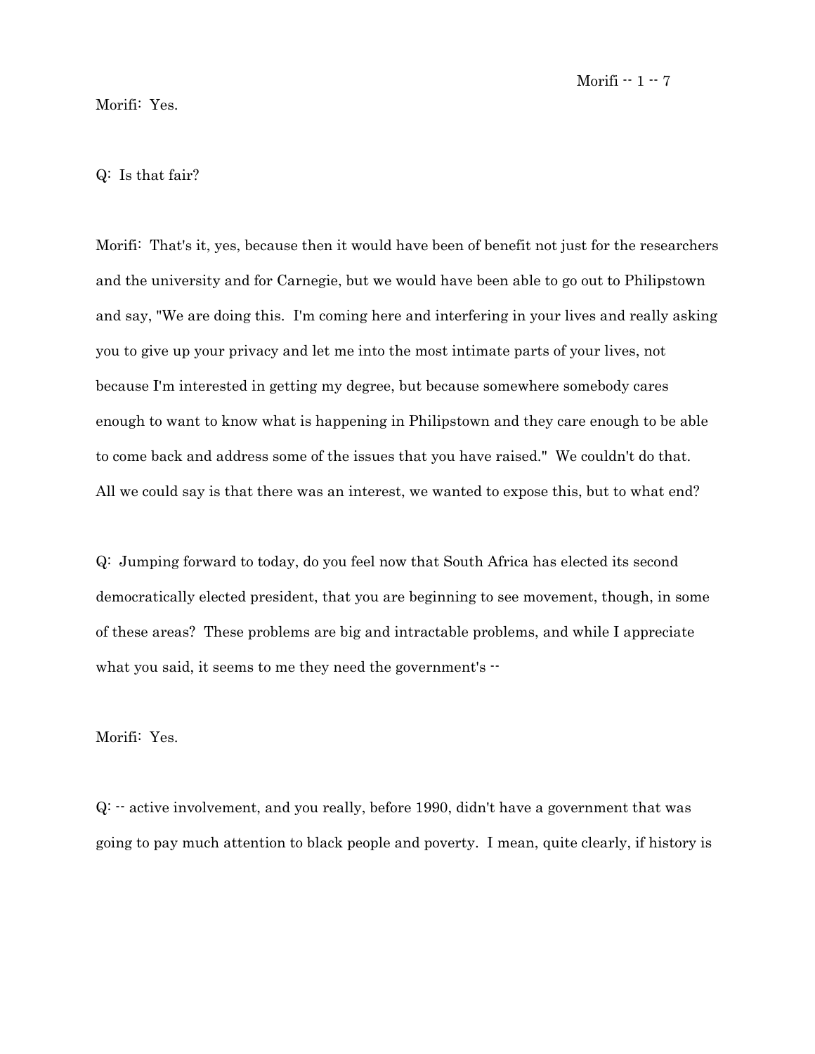Morifi: Yes.

Q: Is that fair?

Morifi: That's it, yes, because then it would have been of benefit not just for the researchers and the university and for Carnegie, but we would have been able to go out to Philipstown and say, "We are doing this. I'm coming here and interfering in your lives and really asking you to give up your privacy and let me into the most intimate parts of your lives, not because I'm interested in getting my degree, but because somewhere somebody cares enough to want to know what is happening in Philipstown and they care enough to be able to come back and address some of the issues that you have raised." We couldn't do that. All we could say is that there was an interest, we wanted to expose this, but to what end?

Q: Jumping forward to today, do you feel now that South Africa has elected its second democratically elected president, that you are beginning to see movement, though, in some of these areas? These problems are big and intractable problems, and while I appreciate what you said, it seems to me they need the government's --

Morifi: Yes.

Q: -- active involvement, and you really, before 1990, didn't have a government that was going to pay much attention to black people and poverty. I mean, quite clearly, if history is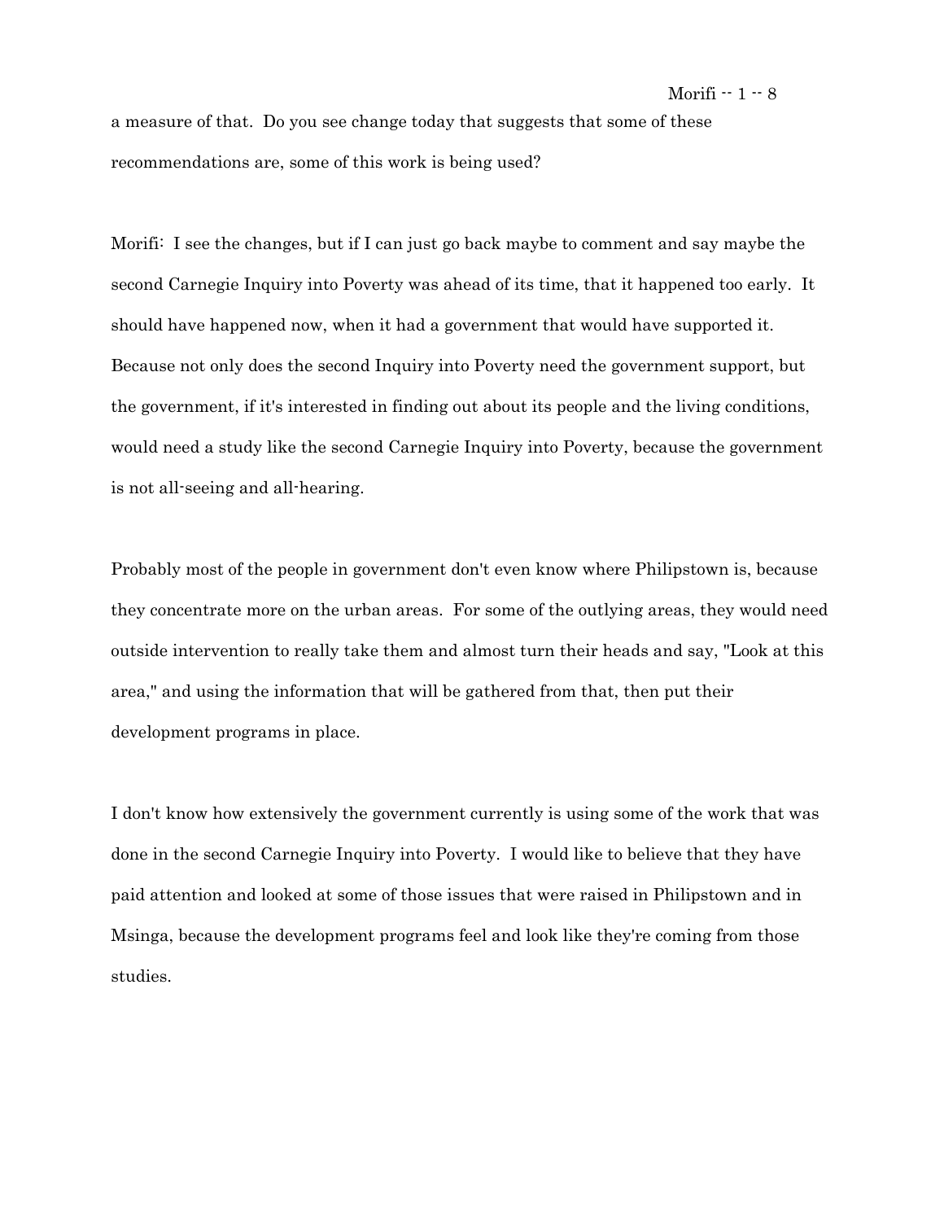a measure of that. Do you see change today that suggests that some of these recommendations are, some of this work is being used?

Morifi: I see the changes, but if I can just go back maybe to comment and say maybe the second Carnegie Inquiry into Poverty was ahead of its time, that it happened too early. It should have happened now, when it had a government that would have supported it. Because not only does the second Inquiry into Poverty need the government support, but the government, if it's interested in finding out about its people and the living conditions, would need a study like the second Carnegie Inquiry into Poverty, because the government is not all-seeing and all-hearing.

Probably most of the people in government don't even know where Philipstown is, because they concentrate more on the urban areas. For some of the outlying areas, they would need outside intervention to really take them and almost turn their heads and say, "Look at this area," and using the information that will be gathered from that, then put their development programs in place.

I don't know how extensively the government currently is using some of the work that was done in the second Carnegie Inquiry into Poverty. I would like to believe that they have paid attention and looked at some of those issues that were raised in Philipstown and in Msinga, because the development programs feel and look like they're coming from those studies.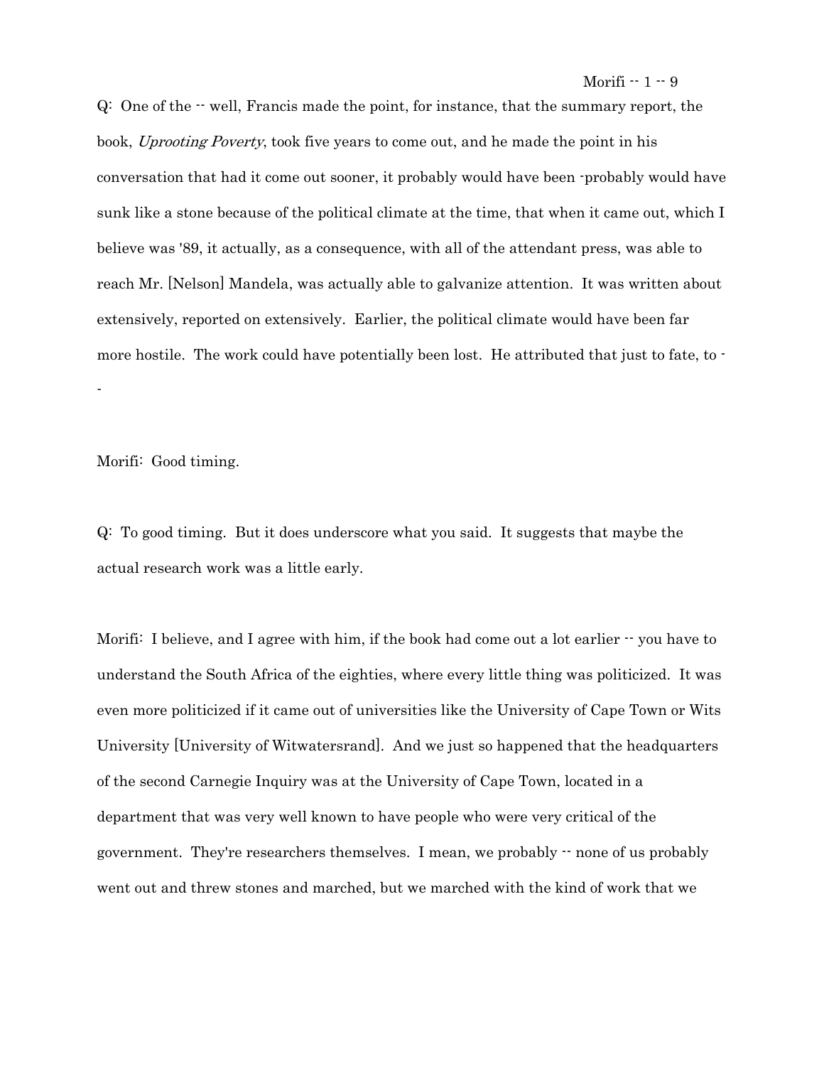Q: One of the -- well, Francis made the point, for instance, that the summary report, the book, *Uprooting Poverty*, took five years to come out, and he made the point in his conversation that had it come out sooner, it probably would have been -probably would have sunk like a stone because of the political climate at the time, that when it came out, which I believe was '89, it actually, as a consequence, with all of the attendant press, was able to reach Mr. [Nelson] Mandela, was actually able to galvanize attention. It was written about extensively, reported on extensively. Earlier, the political climate would have been far more hostile. The work could have potentially been lost. He attributed that just to fate, to --

Morifi: Good timing.

Q: To good timing. But it does underscore what you said. It suggests that maybe the actual research work was a little early.

Morifi: I believe, and I agree with him, if the book had come out a lot earlier -- you have to understand the South Africa of the eighties, where every little thing was politicized. It was even more politicized if it came out of universities like the University of Cape Town or Wits University [University of Witwatersrand]. And we just so happened that the headquarters of the second Carnegie Inquiry was at the University of Cape Town, located in a department that was very well known to have people who were very critical of the government. They're researchers themselves. I mean, we probably -- none of us probably went out and threw stones and marched, but we marched with the kind of work that we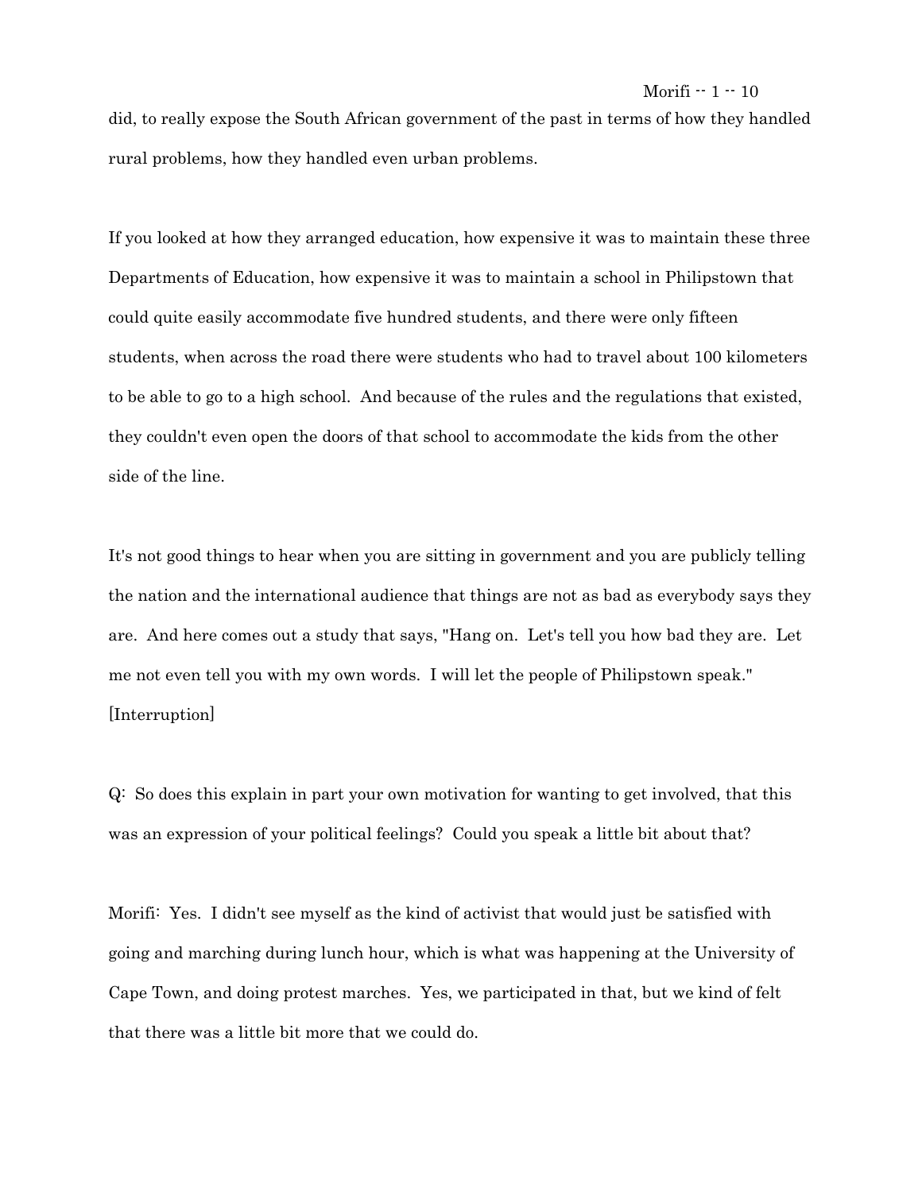did, to really expose the South African government of the past in terms of how they handled rural problems, how they handled even urban problems.

If you looked at how they arranged education, how expensive it was to maintain these three Departments of Education, how expensive it was to maintain a school in Philipstown that could quite easily accommodate five hundred students, and there were only fifteen students, when across the road there were students who had to travel about 100 kilometers to be able to go to a high school. And because of the rules and the regulations that existed, they couldn't even open the doors of that school to accommodate the kids from the other side of the line.

It's not good things to hear when you are sitting in government and you are publicly telling the nation and the international audience that things are not as bad as everybody says they are. And here comes out a study that says, "Hang on. Let's tell you how bad they are. Let me not even tell you with my own words. I will let the people of Philipstown speak." [Interruption]

Q: So does this explain in part your own motivation for wanting to get involved, that this was an expression of your political feelings? Could you speak a little bit about that?

Morifi: Yes. I didn't see myself as the kind of activist that would just be satisfied with going and marching during lunch hour, which is what was happening at the University of Cape Town, and doing protest marches. Yes, we participated in that, but we kind of felt that there was a little bit more that we could do.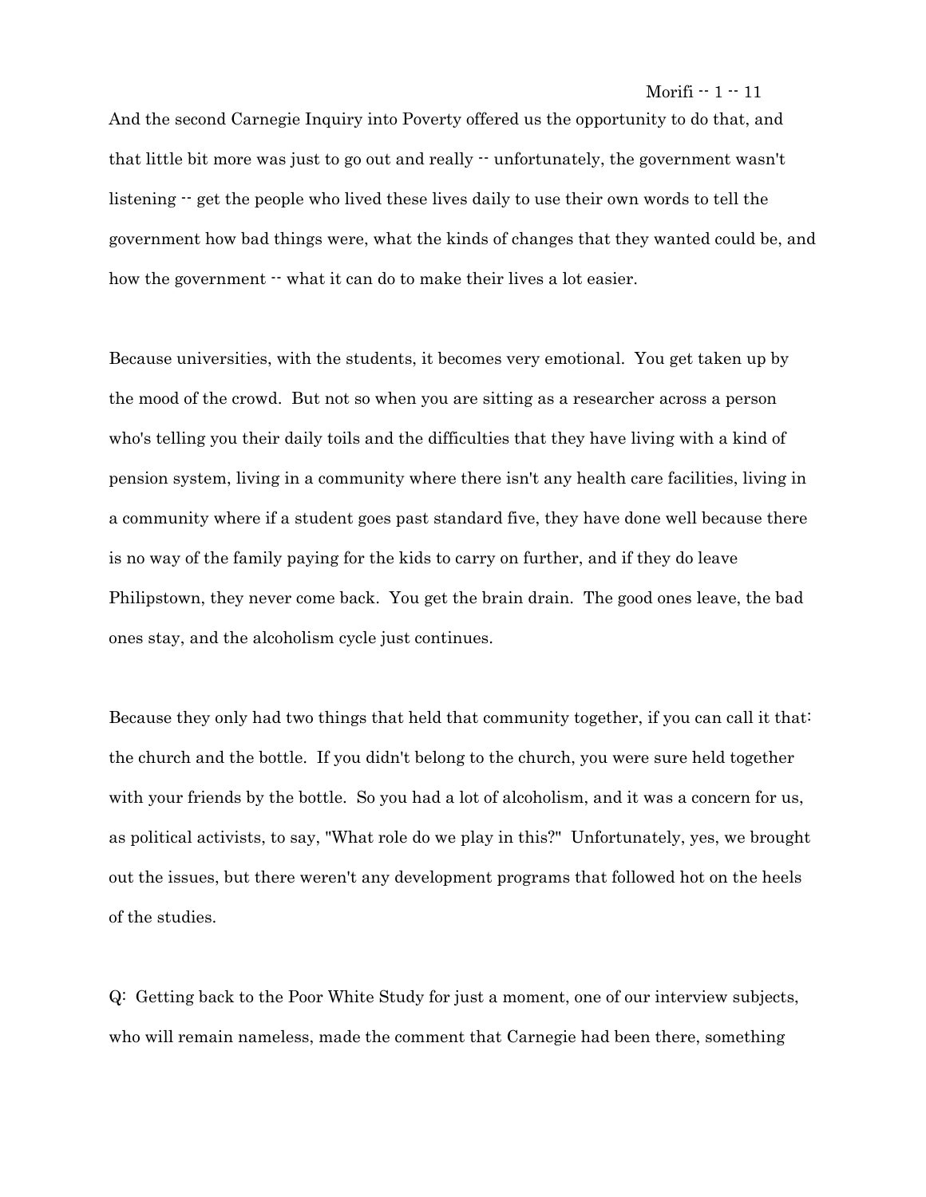And the second Carnegie Inquiry into Poverty offered us the opportunity to do that, and that little bit more was just to go out and really -- unfortunately, the government wasn't listening -- get the people who lived these lives daily to use their own words to tell the government how bad things were, what the kinds of changes that they wanted could be, and how the government -- what it can do to make their lives a lot easier.

Because universities, with the students, it becomes very emotional. You get taken up by the mood of the crowd. But not so when you are sitting as a researcher across a person who's telling you their daily toils and the difficulties that they have living with a kind of pension system, living in a community where there isn't any health care facilities, living in a community where if a student goes past standard five, they have done well because there is no way of the family paying for the kids to carry on further, and if they do leave Philipstown, they never come back. You get the brain drain. The good ones leave, the bad ones stay, and the alcoholism cycle just continues.

Because they only had two things that held that community together, if you can call it that: the church and the bottle. If you didn't belong to the church, you were sure held together with your friends by the bottle. So you had a lot of alcoholism, and it was a concern for us, as political activists, to say, "What role do we play in this?" Unfortunately, yes, we brought out the issues, but there weren't any development programs that followed hot on the heels of the studies.

Q: Getting back to the Poor White Study for just a moment, one of our interview subjects, who will remain nameless, made the comment that Carnegie had been there, something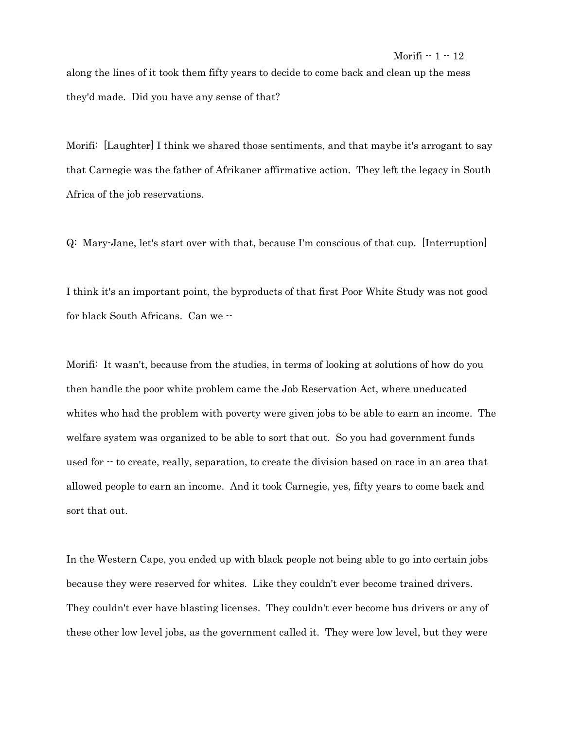along the lines of it took them fifty years to decide to come back and clean up the mess they'd made. Did you have any sense of that?

Morifi: [Laughter] I think we shared those sentiments, and that maybe it's arrogant to say that Carnegie was the father of Afrikaner affirmative action. They left the legacy in South Africa of the job reservations.

Q: Mary-Jane, let's start over with that, because I'm conscious of that cup. [Interruption]

I think it's an important point, the byproducts of that first Poor White Study was not good for black South Africans. Can we --

Morifi: It wasn't, because from the studies, in terms of looking at solutions of how do you then handle the poor white problem came the Job Reservation Act, where uneducated whites who had the problem with poverty were given jobs to be able to earn an income. The welfare system was organized to be able to sort that out. So you had government funds used for -- to create, really, separation, to create the division based on race in an area that allowed people to earn an income. And it took Carnegie, yes, fifty years to come back and sort that out.

In the Western Cape, you ended up with black people not being able to go into certain jobs because they were reserved for whites. Like they couldn't ever become trained drivers. They couldn't ever have blasting licenses. They couldn't ever become bus drivers or any of these other low level jobs, as the government called it. They were low level, but they were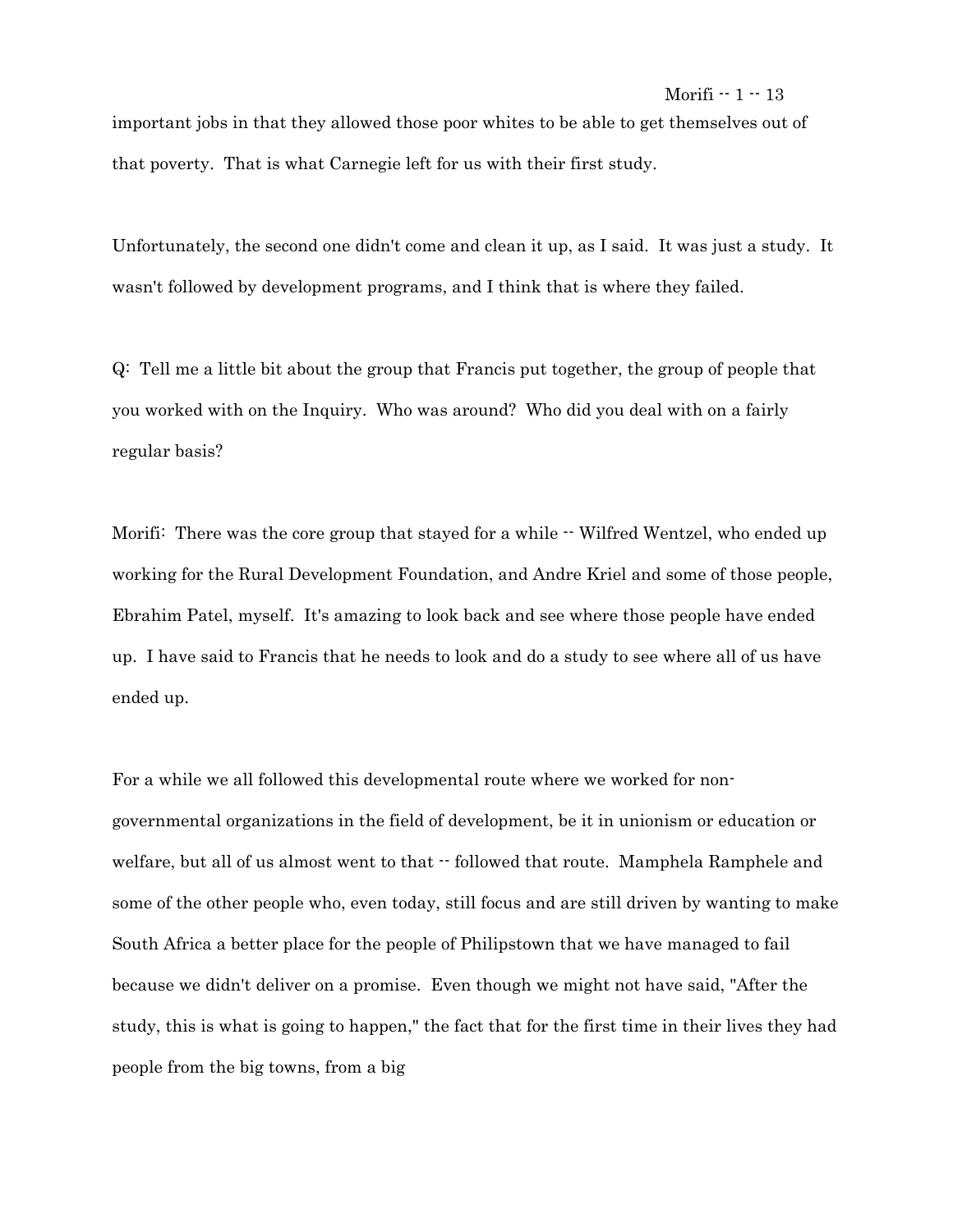important jobs in that they allowed those poor whites to be able to get themselves out of that poverty. That is what Carnegie left for us with their first study.

Unfortunately, the second one didn't come and clean it up, as I said. It was just a study. It wasn't followed by development programs, and I think that is where they failed.

Q: Tell me a little bit about the group that Francis put together, the group of people that you worked with on the Inquiry. Who was around? Who did you deal with on a fairly regular basis?

Morifi: There was the core group that stayed for a while -- Wilfred Wentzel, who ended up working for the Rural Development Foundation, and Andre Kriel and some of those people, Ebrahim Patel, myself. It's amazing to look back and see where those people have ended up. I have said to Francis that he needs to look and do a study to see where all of us have ended up.

For a while we all followed this developmental route where we worked for non-governmental organizations in the field of development, be it in unionism or education or welfare, but all of us almost went to that -- followed that route. Mamphela Ramphele and some of the other people who, even today, still focus and are still driven by wanting to make South Africa a better place for the people of Philipstown that we have managed to fail because we didn't deliver on a promise. Even though we might not have said, "After the study, this is what is going to happen," the fact that for the first time in their lives they had people from the big towns, from a big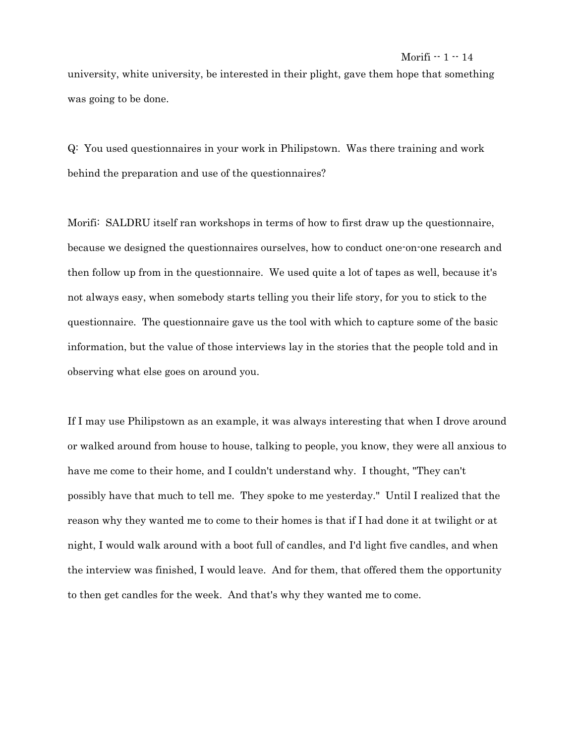university, white university, be interested in their plight, gave them hope that something was going to be done.

Q: You used questionnaires in your work in Philipstown. Was there training and work behind the preparation and use of the questionnaires?

Morifi: SALDRU itself ran workshops in terms of how to first draw up the questionnaire, because we designed the questionnaires ourselves, how to conduct one-on-one research and then follow up from in the questionnaire. We used quite a lot of tapes as well, because it's not always easy, when somebody starts telling you their life story, for you to stick to the questionnaire. The questionnaire gave us the tool with which to capture some of the basic information, but the value of those interviews lay in the stories that the people told and in observing what else goes on around you.

If I may use Philipstown as an example, it was always interesting that when I drove around or walked around from house to house, talking to people, you know, they were all anxious to have me come to their home, and I couldn't understand why. I thought, "They can't possibly have that much to tell me. They spoke to me yesterday." Until I realized that the reason why they wanted me to come to their homes is that if I had done it at twilight or at night, I would walk around with a boot full of candles, and I'd light five candles, and when the interview was finished, I would leave. And for them, that offered them the opportunity to then get candles for the week. And that's why they wanted me to come.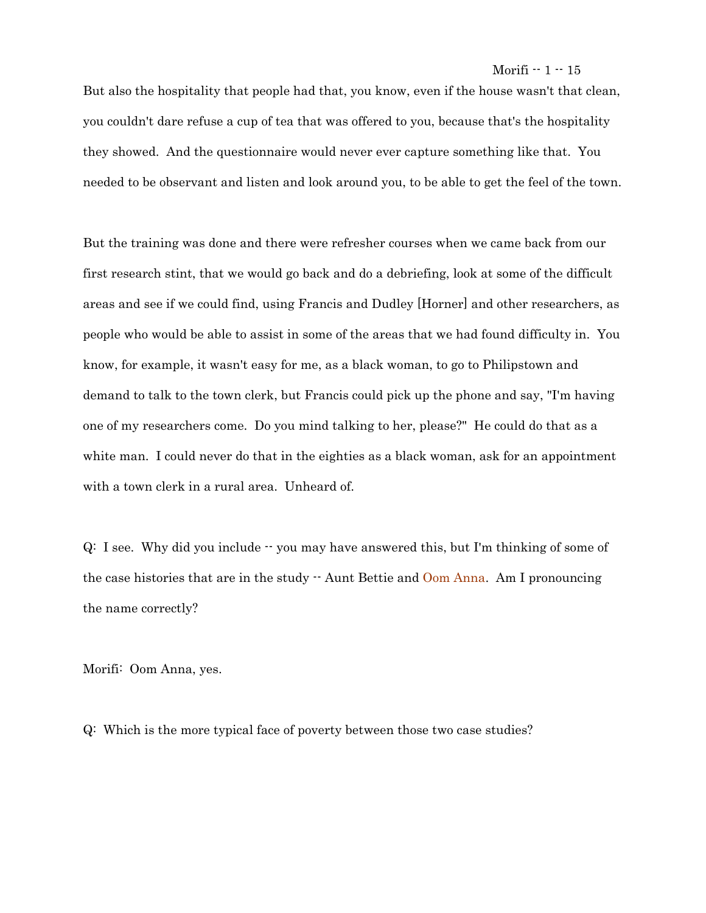But also the hospitality that people had that, you know, even if the house wasn't that clean, you couldn't dare refuse a cup of tea that was offered to you, because that's the hospitality they showed. And the questionnaire would never ever capture something like that. You needed to be observant and listen and look around you, to be able to get the feel of the town.

But the training was done and there were refresher courses when we came back from our first research stint, that we would go back and do a debriefing, look at some of the difficult areas and see if we could find, using Francis and Dudley [Horner] and other researchers, as people who would be able to assist in some of the areas that we had found difficulty in. You know, for example, it wasn't easy for me, as a black woman, to go to Philipstown and demand to talk to the town clerk, but Francis could pick up the phone and say, "I'm having one of my researchers come. Do you mind talking to her, please?" He could do that as a white man. I could never do that in the eighties as a black woman, ask for an appointment with a town clerk in a rural area. Unheard of.

Q: I see. Why did you include -- you may have answered this, but I'm thinking of some of the case histories that are in the study -- Aunt Bettie and Oom Anna. Am I pronouncing the name correctly?

Morifi: Oom Anna, yes.

Q: Which is the more typical face of poverty between those two case studies?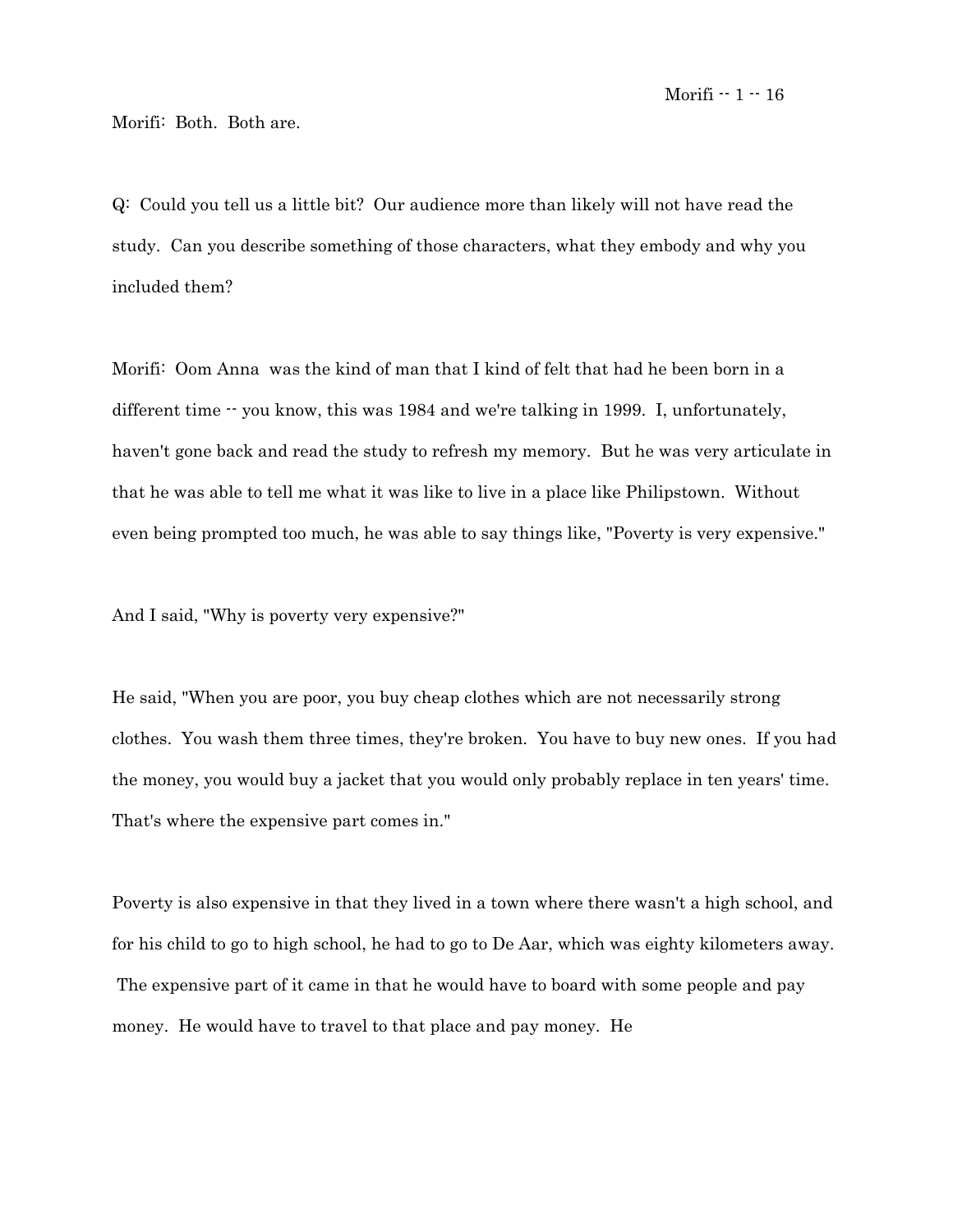Morifi: Both. Both are.

Q: Could you tell us a little bit? Our audience more than likely will not have read the study. Can you describe something of those characters, what they embody and why you included them?

Morifi: Oom Anna was the kind of man that I kind of felt that had he been born in a different time -- you know, this was 1984 and we're talking in 1999. I, unfortunately, haven't gone back and read the study to refresh my memory. But he was very articulate in that he was able to tell me what it was like to live in a place like Philipstown. Without even being prompted too much, he was able to say things like, "Poverty is very expensive."

And I said, "Why is poverty very expensive?"

He said, "When you are poor, you buy cheap clothes which are not necessarily strong clothes. You wash them three times, they're broken. You have to buy new ones. If you had the money, you would buy a jacket that you would only probably replace in ten years' time. That's where the expensive part comes in."

Poverty is also expensive in that they lived in a town where there wasn't a high school, and for his child to go to high school, he had to go to De Aar, which was eighty kilometers away. The expensive part of it came in that he would have to board with some people and pay money. He would have to travel to that place and pay money. He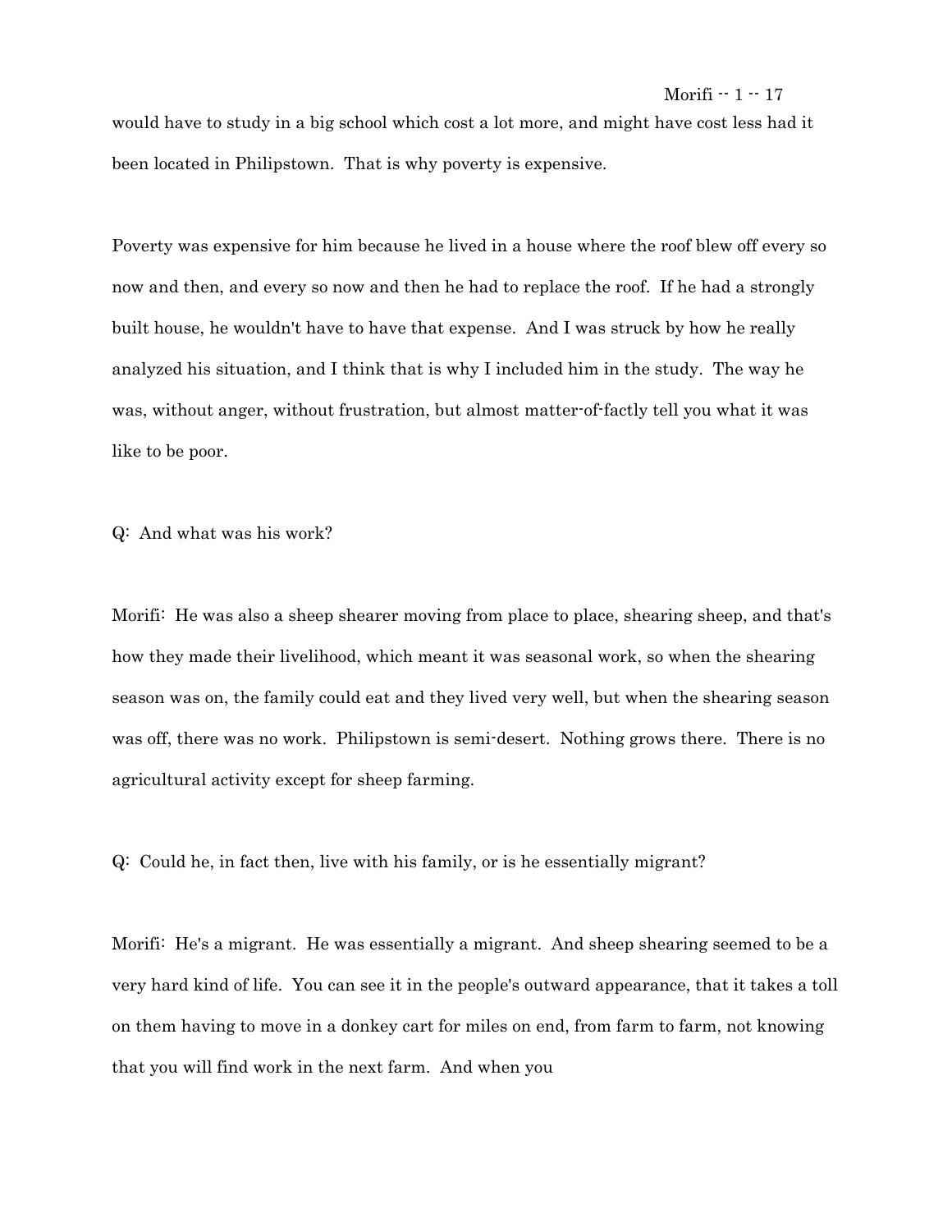would have to study in a big school which cost a lot more, and might have cost less had it been located in Philipstown. That is why poverty is expensive.

Poverty was expensive for him because he lived in a house where the roof blew off every so now and then, and every so now and then he had to replace the roof. If he had a strongly built house, he wouldn't have to have that expense. And I was struck by how he really analyzed his situation, and I think that is why I included him in the study. The way he was, without anger, without frustration, but almost matter-of-factly tell you what it was like to be poor.

Q: And what was his work?

Morifi: He was also a sheep shearer moving from place to place, shearing sheep, and that's how they made their livelihood, which meant it was seasonal work, so when the shearing season was on, the family could eat and they lived very well, but when the shearing season was off, there was no work. Philipstown is semi-desert. Nothing grows there. There is no agricultural activity except for sheep farming.

Q: Could he, in fact then, live with his family, or is he essentially migrant?

Morifi: He's a migrant. He was essentially a migrant. And sheep shearing seemed to be a very hard kind of life. You can see it in the people's outward appearance, that it takes a toll on them having to move in a donkey cart for miles on end, from farm to farm, not knowing that you will find work in the next farm. And when you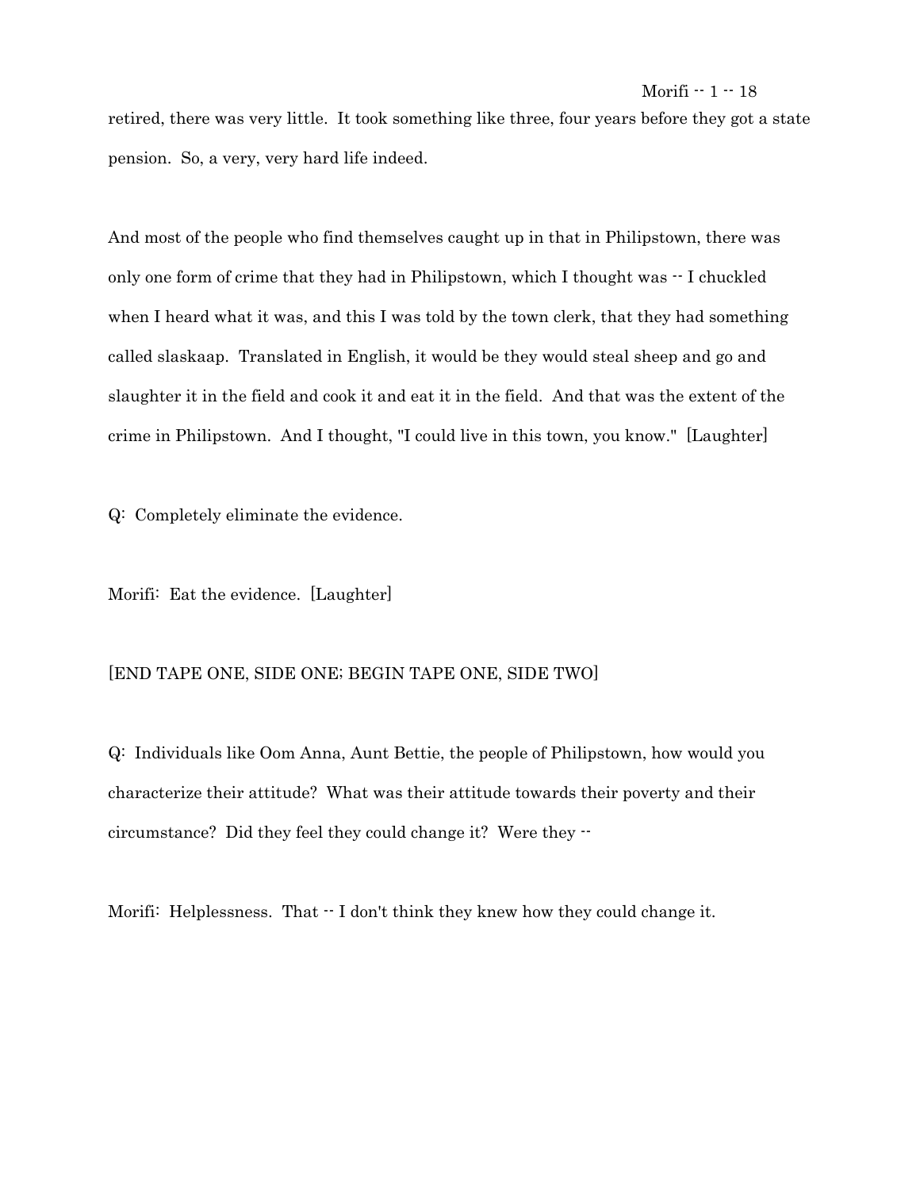retired, there was very little. It took something like three, four years before they got a state pension. So, a very, very hard life indeed.

And most of the people who find themselves caught up in that in Philipstown, there was only one form of crime that they had in Philipstown, which I thought was -- I chuckled when I heard what it was, and this I was told by the town clerk, that they had something called slaskaap. Translated in English, it would be they would steal sheep and go and slaughter it in the field and cook it and eat it in the field. And that was the extent of the crime in Philipstown. And I thought, "I could live in this town, you know." [Laughter]

Q: Completely eliminate the evidence.

Morifi: Eat the evidence. [Laughter]

[END TAPE ONE, SIDE ONE; BEGIN TAPE ONE, SIDE TWO]

Q: Individuals like Oom Anna, Aunt Bettie, the people of Philipstown, how would you characterize their attitude? What was their attitude towards their poverty and their circumstance? Did they feel they could change it? Were they --

Morifi: Helplessness. That -- I don't think they knew how they could change it.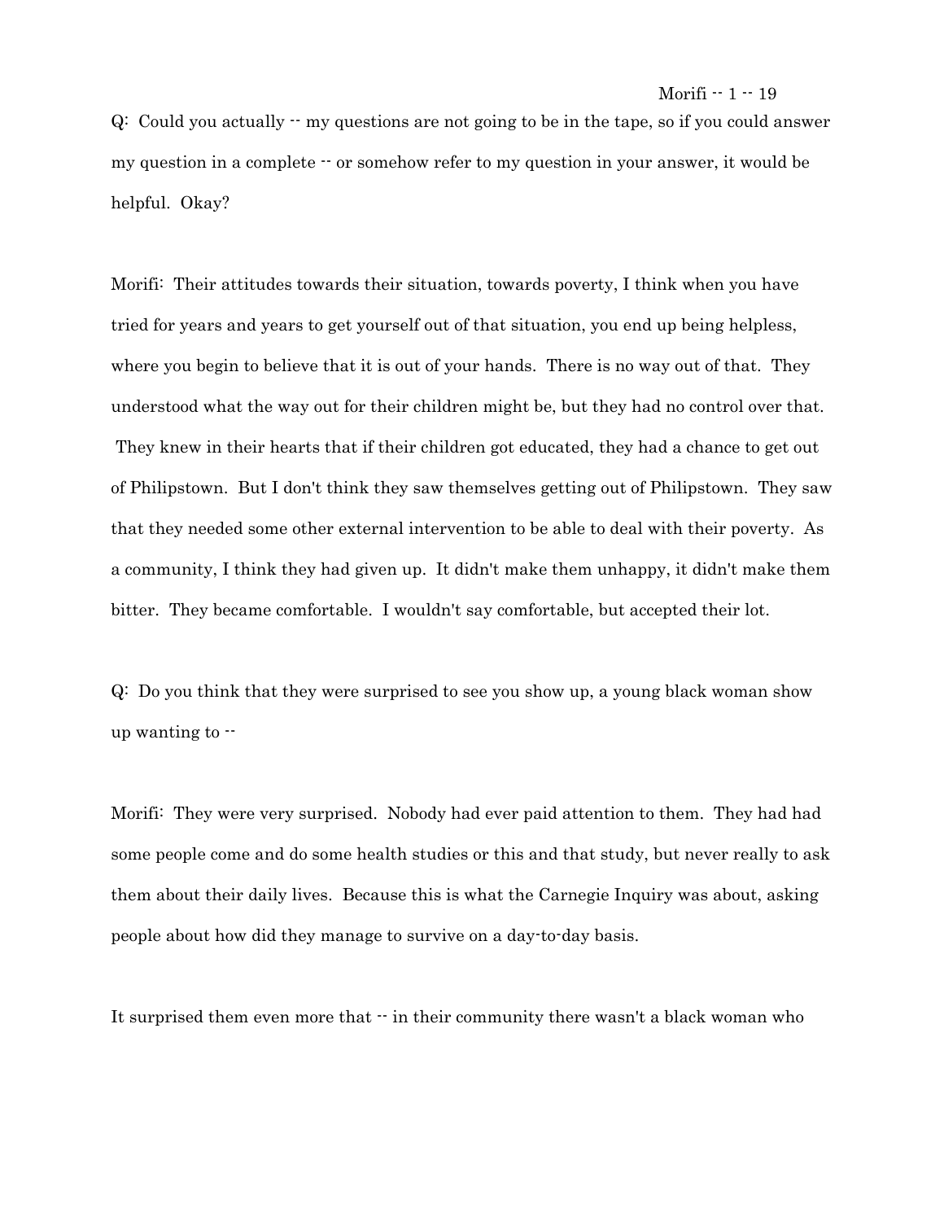Q: Could you actually -- my questions are not going to be in the tape, so if you could answer my question in a complete -- or somehow refer to my question in your answer, it would be helpful. Okay?

Morifi: Their attitudes towards their situation, towards poverty, I think when you have tried for years and years to get yourself out of that situation, you end up being helpless, where you begin to believe that it is out of your hands. There is no way out of that. They understood what the way out for their children might be, but they had no control over that. They knew in their hearts that if their children got educated, they had a chance to get out of Philipstown. But I don't think they saw themselves getting out of Philipstown. They saw that they needed some other external intervention to be able to deal with their poverty. As a community, I think they had given up. It didn't make them unhappy, it didn't make them bitter. They became comfortable. I wouldn't say comfortable, but accepted their lot.

Q: Do you think that they were surprised to see you show up, a young black woman show up wanting to --

Morifi: They were very surprised. Nobody had ever paid attention to them. They had had some people come and do some health studies or this and that study, but never really to ask them about their daily lives. Because this is what the Carnegie Inquiry was about, asking people about how did they manage to survive on a day-to-day basis.

It surprised them even more that -- in their community there wasn't a black woman who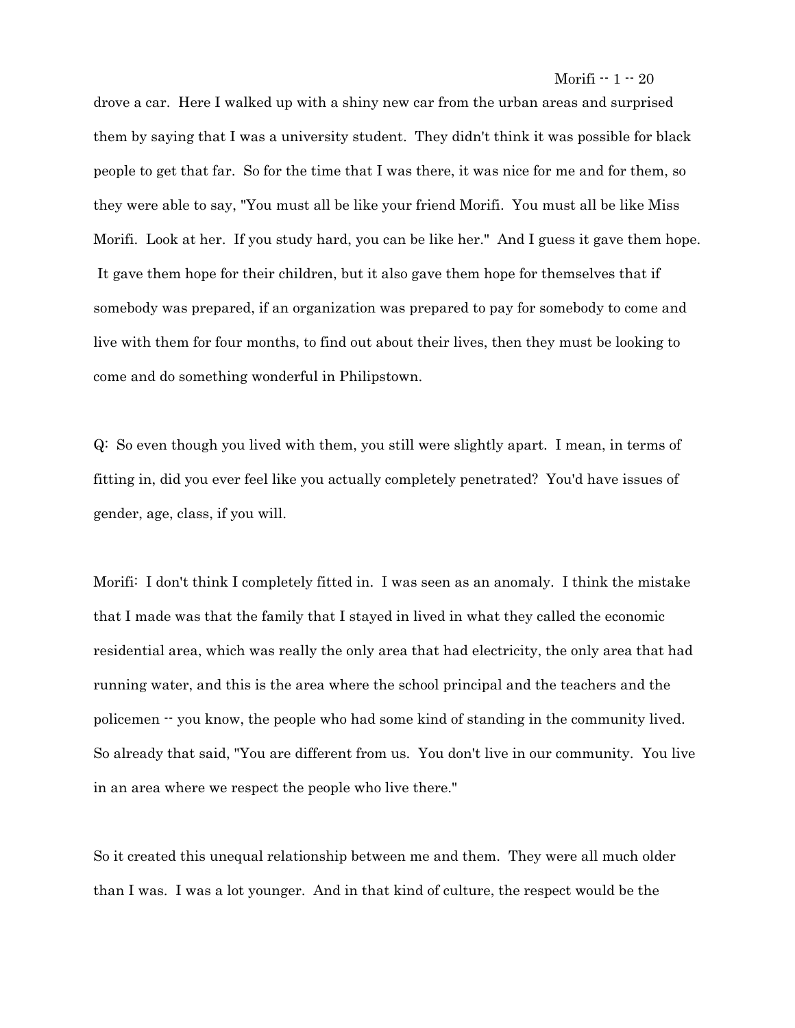drove a car. Here I walked up with a shiny new car from the urban areas and surprised them by saying that I was a university student. They didn't think it was possible for black people to get that far. So for the time that I was there, it was nice for me and for them, so they were able to say, "You must all be like your friend Morifi. You must all be like Miss Morifi. Look at her. If you study hard, you can be like her." And I guess it gave them hope. It gave them hope for their children, but it also gave them hope for themselves that if somebody was prepared, if an organization was prepared to pay for somebody to come and live with them for four months, to find out about their lives, then they must be looking to come and do something wonderful in Philipstown.

Q: So even though you lived with them, you still were slightly apart. I mean, in terms of fitting in, did you ever feel like you actually completely penetrated? You'd have issues of gender, age, class, if you will.

Morifi: I don't think I completely fitted in. I was seen as an anomaly. I think the mistake that I made was that the family that I stayed in lived in what they called the economic residential area, which was really the only area that had electricity, the only area that had running water, and this is the area where the school principal and the teachers and the policemen -- you know, the people who had some kind of standing in the community lived. So already that said, "You are different from us. You don't live in our community. You live in an area where we respect the people who live there."

So it created this unequal relationship between me and them. They were all much older than I was. I was a lot younger. And in that kind of culture, the respect would be the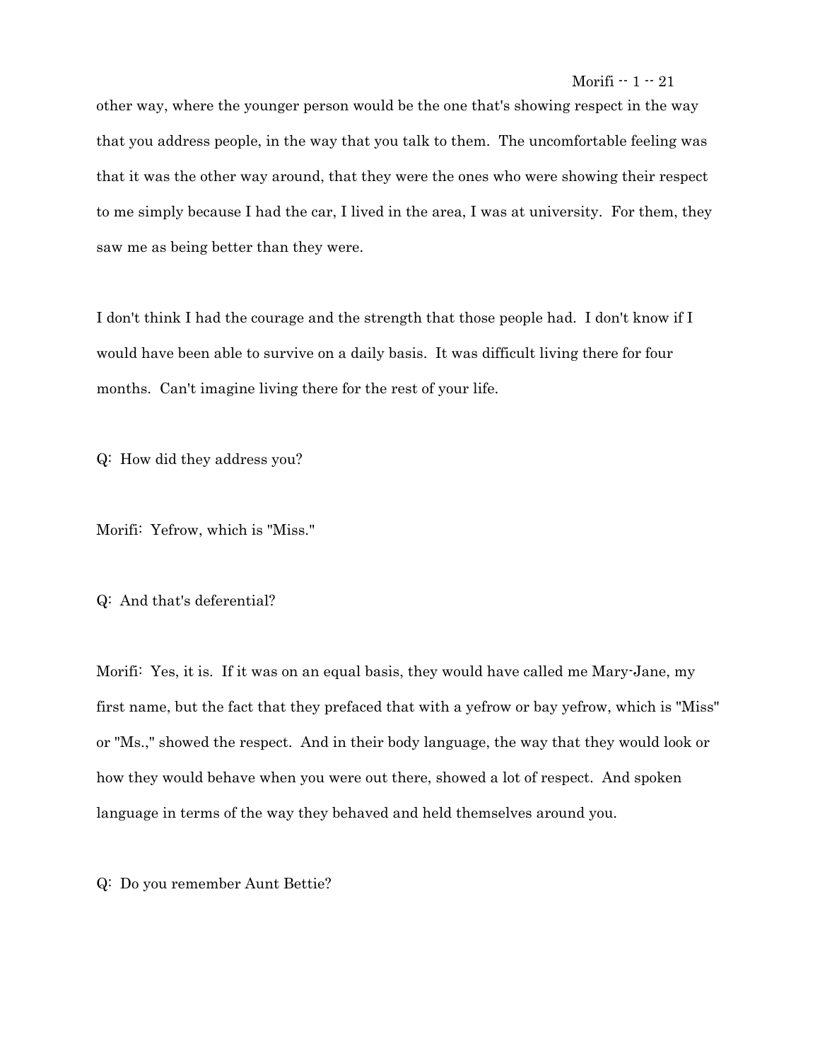other way, where the younger person would be the one that's showing respect in the way that you address people, in the way that you talk to them. The uncomfortable feeling was that it was the other way around, that they were the ones who were showing their respect to me simply because I had the car, I lived in the area, I was at university. For them, they saw me as being better than they were.

I don't think I had the courage and the strength that those people had. I don't know if I would have been able to survive on a daily basis. It was difficult living there for four months. Can't imagine living there for the rest of your life.

Q: How did they address you?

Morifi: Yefrow, which is "Miss."

Q: And that's deferential?

Morifi: Yes, it is. If it was on an equal basis, they would have called me Mary-Jane, my first name, but the fact that they prefaced that with a yefrow or bay yefrow, which is "Miss" or "Ms.," showed the respect. And in their body language, the way that they would look or how they would behave when you were out there, showed a lot of respect. And spoken language in terms of the way they behaved and held themselves around you.

Q: Do you remember Aunt Bettie?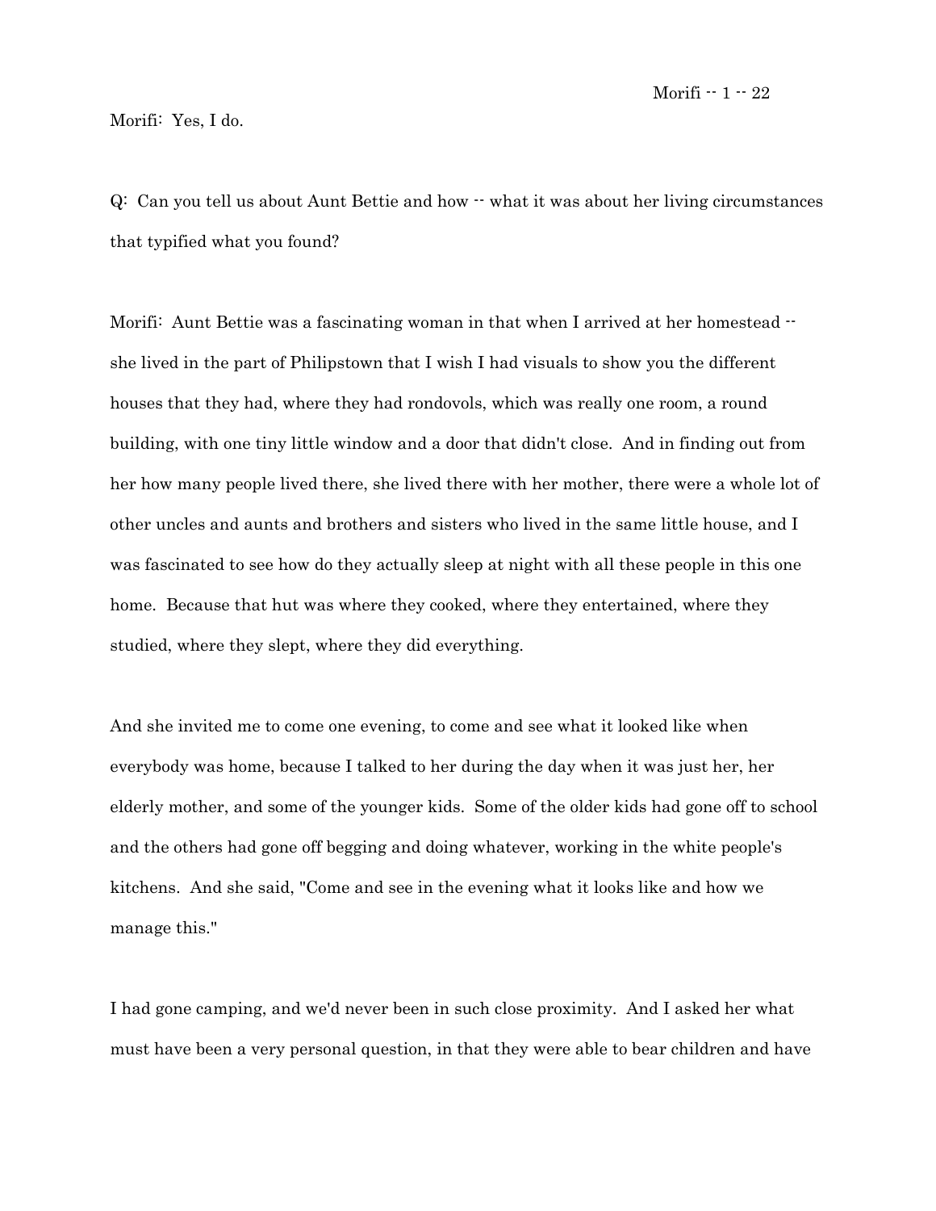Morifi: Yes, I do.

Q: Can you tell us about Aunt Bettie and how -- what it was about her living circumstances that typified what you found?

Morifi: Aunt Bettie was a fascinating woman in that when I arrived at her homestead -- she lived in the part of Philipstown that I wish I had visuals to show you the different houses that they had, where they had rondovols, which was really one room, a round building, with one tiny little window and a door that didn't close. And in finding out from her how many people lived there, she lived there with her mother, there were a whole lot of other uncles and aunts and brothers and sisters who lived in the same little house, and I was fascinated to see how do they actually sleep at night with all these people in this one home. Because that hut was where they cooked, where they entertained, where they studied, where they slept, where they did everything.

And she invited me to come one evening, to come and see what it looked like when everybody was home, because I talked to her during the day when it was just her, her elderly mother, and some of the younger kids. Some of the older kids had gone off to school and the others had gone off begging and doing whatever, working in the white people's kitchens. And she said, "Come and see in the evening what it looks like and how we manage this."

I had gone camping, and we'd never been in such close proximity. And I asked her what must have been a very personal question, in that they were able to bear children and have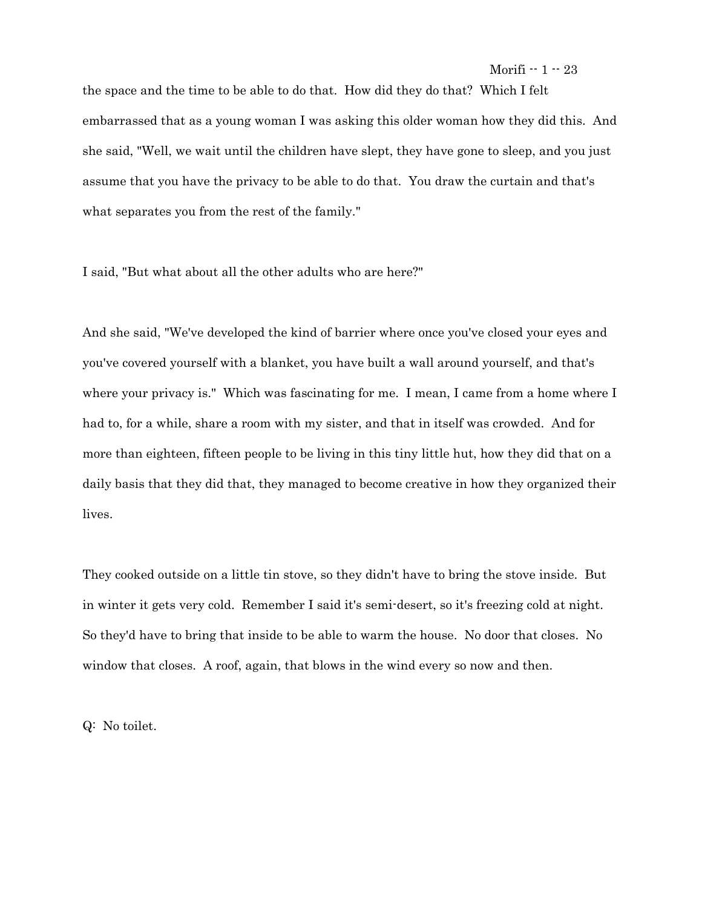the space and the time to be able to do that. How did they do that? Which I felt embarrassed that as a young woman I was asking this older woman how they did this. And she said, "Well, we wait until the children have slept, they have gone to sleep, and you just assume that you have the privacy to be able to do that. You draw the curtain and that's what separates you from the rest of the family."

I said, "But what about all the other adults who are here?"

And she said, "We've developed the kind of barrier where once you've closed your eyes and you've covered yourself with a blanket, you have built a wall around yourself, and that's where your privacy is." Which was fascinating for me. I mean, I came from a home where I had to, for a while, share a room with my sister, and that in itself was crowded. And for more than eighteen, fifteen people to be living in this tiny little hut, how they did that on a daily basis that they did that, they managed to become creative in how they organized their lives.

They cooked outside on a little tin stove, so they didn't have to bring the stove inside. But in winter it gets very cold. Remember I said it's semi-desert, so it's freezing cold at night. So they'd have to bring that inside to be able to warm the house. No door that closes. No window that closes. A roof, again, that blows in the wind every so now and then.

Q: No toilet.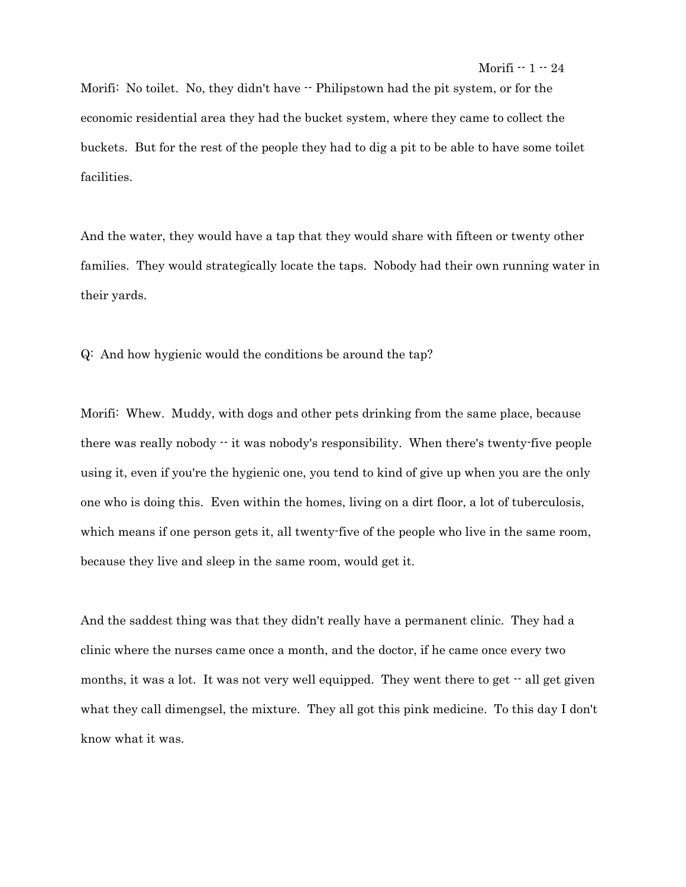Morifi: No toilet. No, they didn't have -- Philipstown had the pit system, or for the economic residential area they had the bucket system, where they came to collect the buckets. But for the rest of the people they had to dig a pit to be able to have some toilet facilities.

And the water, they would have a tap that they would share with fifteen or twenty other families. They would strategically locate the taps. Nobody had their own running water in their yards.

Q: And how hygienic would the conditions be around the tap?

Morifi: Whew. Muddy, with dogs and other pets drinking from the same place, because there was really nobody -- it was nobody's responsibility. When there's twenty-five people using it, even if you're the hygienic one, you tend to kind of give up when you are the only one who is doing this. Even within the homes, living on a dirt floor, a lot of tuberculosis, which means if one person gets it, all twenty-five of the people who live in the same room, because they live and sleep in the same room, would get it.

And the saddest thing was that they didn't really have a permanent clinic. They had a clinic where the nurses came once a month, and the doctor, if he came once every two months, it was a lot. It was not very well equipped. They went there to get -- all get given what they call dimengsel, the mixture. They all got this pink medicine. To this day I don't know what it was.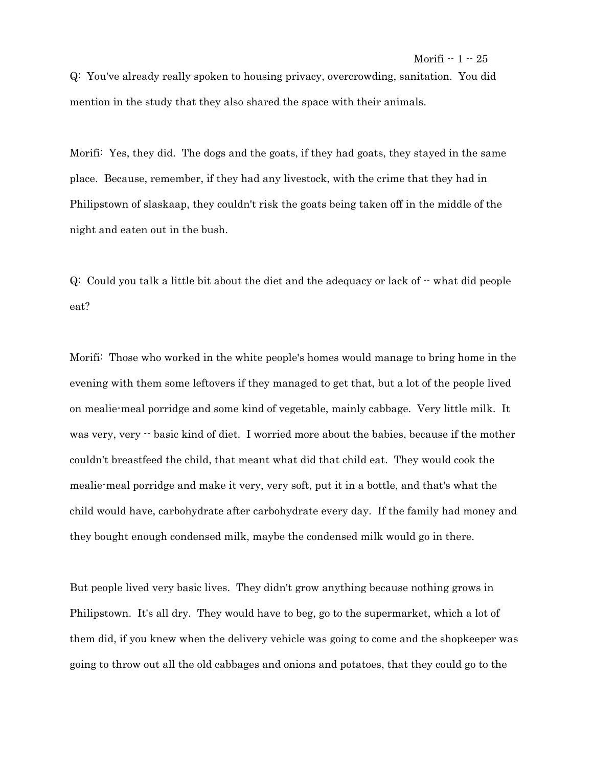Q: You've already really spoken to housing privacy, overcrowding, sanitation. You did mention in the study that they also shared the space with their animals.

Morifi: Yes, they did. The dogs and the goats, if they had goats, they stayed in the same place. Because, remember, if they had any livestock, with the crime that they had in Philipstown of slaskaap, they couldn't risk the goats being taken off in the middle of the night and eaten out in the bush.

Q: Could you talk a little bit about the diet and the adequacy or lack of -- what did people eat?

Morifi: Those who worked in the white people's homes would manage to bring home in the evening with them some leftovers if they managed to get that, but a lot of the people lived on mealie-meal porridge and some kind of vegetable, mainly cabbage. Very little milk. It was very, very -- basic kind of diet. I worried more about the babies, because if the mother couldn't breastfeed the child, that meant what did that child eat. They would cook the mealie-meal porridge and make it very, very soft, put it in a bottle, and that's what the child would have, carbohydrate after carbohydrate every day. If the family had money and they bought enough condensed milk, maybe the condensed milk would go in there.

But people lived very basic lives. They didn't grow anything because nothing grows in Philipstown. It's all dry. They would have to beg, go to the supermarket, which a lot of them did, if you knew when the delivery vehicle was going to come and the shopkeeper was going to throw out all the old cabbages and onions and potatoes, that they could go to the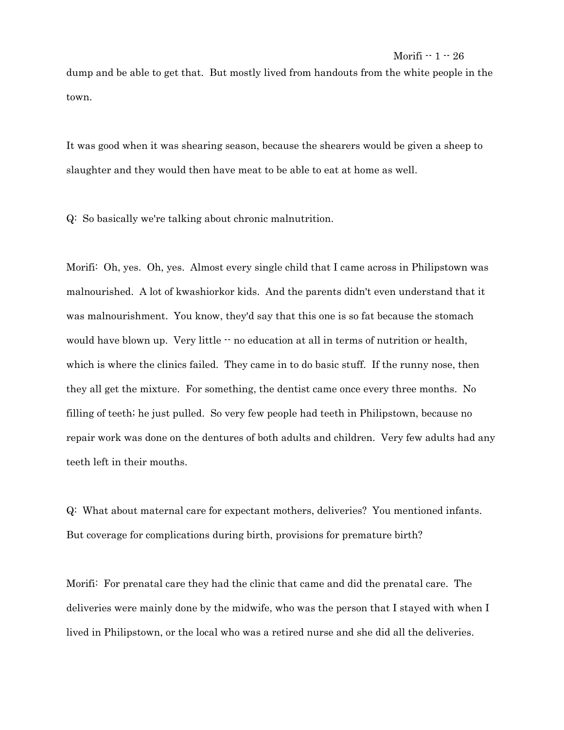dump and be able to get that. But mostly lived from handouts from the white people in the town.

It was good when it was shearing season, because the shearers would be given a sheep to slaughter and they would then have meat to be able to eat at home as well.

Q: So basically we're talking about chronic malnutrition.

Morifi: Oh, yes. Oh, yes. Almost every single child that I came across in Philipstown was malnourished. A lot of kwashiorkor kids. And the parents didn't even understand that it was malnourishment. You know, they'd say that this one is so fat because the stomach would have blown up. Very little -- no education at all in terms of nutrition or health, which is where the clinics failed. They came in to do basic stuff. If the runny nose, then they all get the mixture. For something, the dentist came once every three months. No filling of teeth; he just pulled. So very few people had teeth in Philipstown, because no repair work was done on the dentures of both adults and children. Very few adults had any teeth left in their mouths.

Q: What about maternal care for expectant mothers, deliveries? You mentioned infants. But coverage for complications during birth, provisions for premature birth?

Morifi: For prenatal care they had the clinic that came and did the prenatal care. The deliveries were mainly done by the midwife, who was the person that I stayed with when I lived in Philipstown, or the local who was a retired nurse and she did all the deliveries.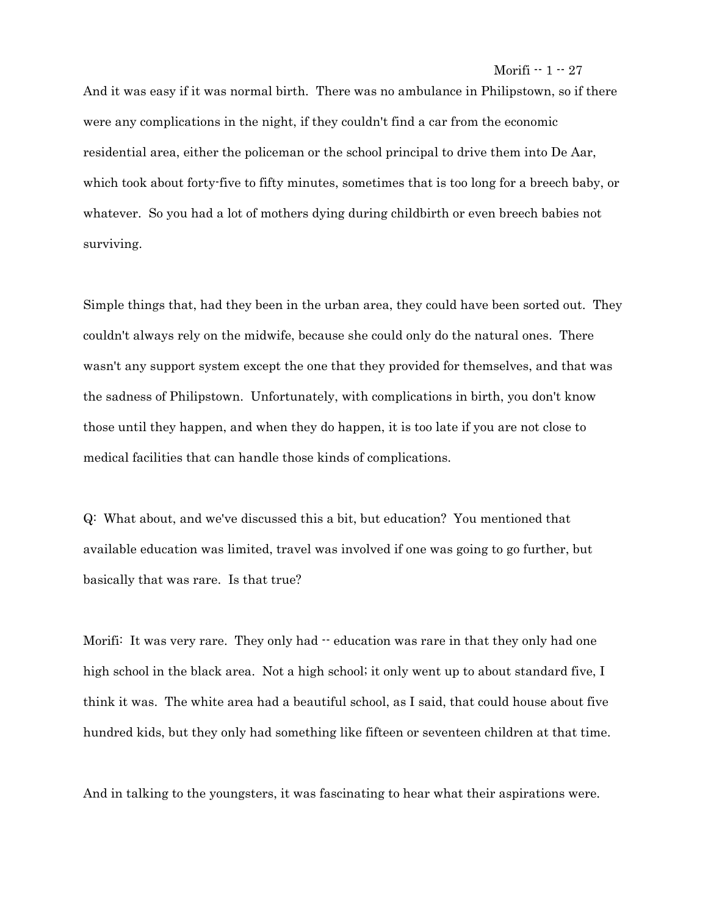And it was easy if it was normal birth. There was no ambulance in Philipstown, so if there were any complications in the night, if they couldn't find a car from the economic residential area, either the policeman or the school principal to drive them into De Aar, which took about forty-five to fifty minutes, sometimes that is too long for a breech baby, or whatever. So you had a lot of mothers dying during childbirth or even breech babies not surviving.

Simple things that, had they been in the urban area, they could have been sorted out. They couldn't always rely on the midwife, because she could only do the natural ones. There wasn't any support system except the one that they provided for themselves, and that was the sadness of Philipstown. Unfortunately, with complications in birth, you don't know those until they happen, and when they do happen, it is too late if you are not close to medical facilities that can handle those kinds of complications.

Q: What about, and we've discussed this a bit, but education? You mentioned that available education was limited, travel was involved if one was going to go further, but basically that was rare. Is that true?

Morifi: It was very rare. They only had -- education was rare in that they only had one high school in the black area. Not a high school; it only went up to about standard five, I think it was. The white area had a beautiful school, as I said, that could house about five hundred kids, but they only had something like fifteen or seventeen children at that time.

And in talking to the youngsters, it was fascinating to hear what their aspirations were.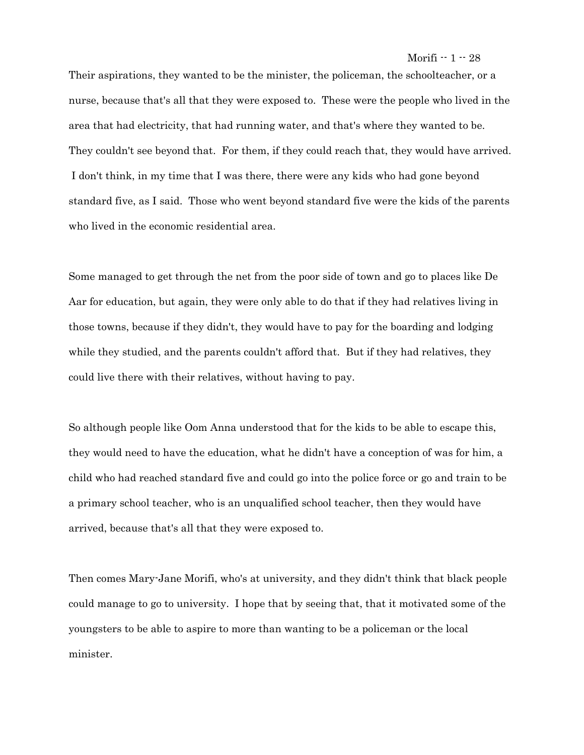Their aspirations, they wanted to be the minister, the policeman, the schoolteacher, or a nurse, because that's all that they were exposed to. These were the people who lived in the area that had electricity, that had running water, and that's where they wanted to be. They couldn't see beyond that. For them, if they could reach that, they would have arrived. I don't think, in my time that I was there, there were any kids who had gone beyond standard five, as I said. Those who went beyond standard five were the kids of the parents who lived in the economic residential area.

Some managed to get through the net from the poor side of town and go to places like De Aar for education, but again, they were only able to do that if they had relatives living in those towns, because if they didn't, they would have to pay for the boarding and lodging while they studied, and the parents couldn't afford that. But if they had relatives, they could live there with their relatives, without having to pay.

So although people like Oom Anna understood that for the kids to be able to escape this, they would need to have the education, what he didn't have a conception of was for him, a child who had reached standard five and could go into the police force or go and train to be a primary school teacher, who is an unqualified school teacher, then they would have arrived, because that's all that they were exposed to.

Then comes Mary-Jane Morifi, who's at university, and they didn't think that black people could manage to go to university. I hope that by seeing that, that it motivated some of the youngsters to be able to aspire to more than wanting to be a policeman or the local minister.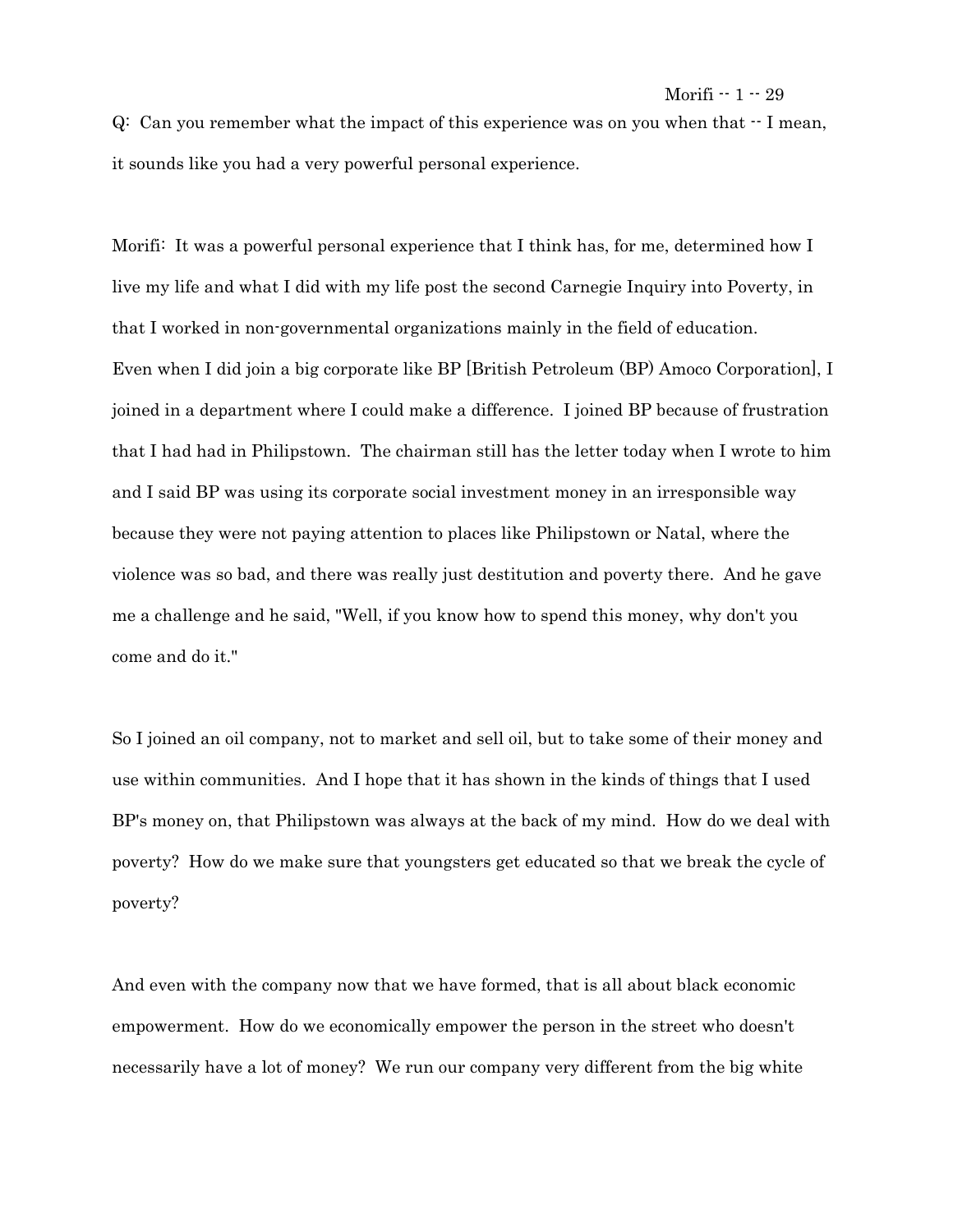Q: Can you remember what the impact of this experience was on you when that -- I mean, it sounds like you had a very powerful personal experience.

Morifi: It was a powerful personal experience that I think has, for me, determined how I live my life and what I did with my life post the second Carnegie Inquiry into Poverty, in that I worked in non-governmental organizations mainly in the field of education. Even when I did join a big corporate like BP [British Petroleum (BP) Amoco Corporation], I joined in a department where I could make a difference. I joined BP because of frustration that I had had in Philipstown. The chairman still has the letter today when I wrote to him and I said BP was using its corporate social investment money in an irresponsible way because they were not paying attention to places like Philipstown or Natal, where the violence was so bad, and there was really just destitution and poverty there. And he gave me a challenge and he said, "Well, if you know how to spend this money, why don't you come and do it."

So I joined an oil company, not to market and sell oil, but to take some of their money and use within communities. And I hope that it has shown in the kinds of things that I used BP's money on, that Philipstown was always at the back of my mind. How do we deal with poverty? How do we make sure that youngsters get educated so that we break the cycle of poverty?

And even with the company now that we have formed, that is all about black economic empowerment. How do we economically empower the person in the street who doesn't necessarily have a lot of money? We run our company very different from the big white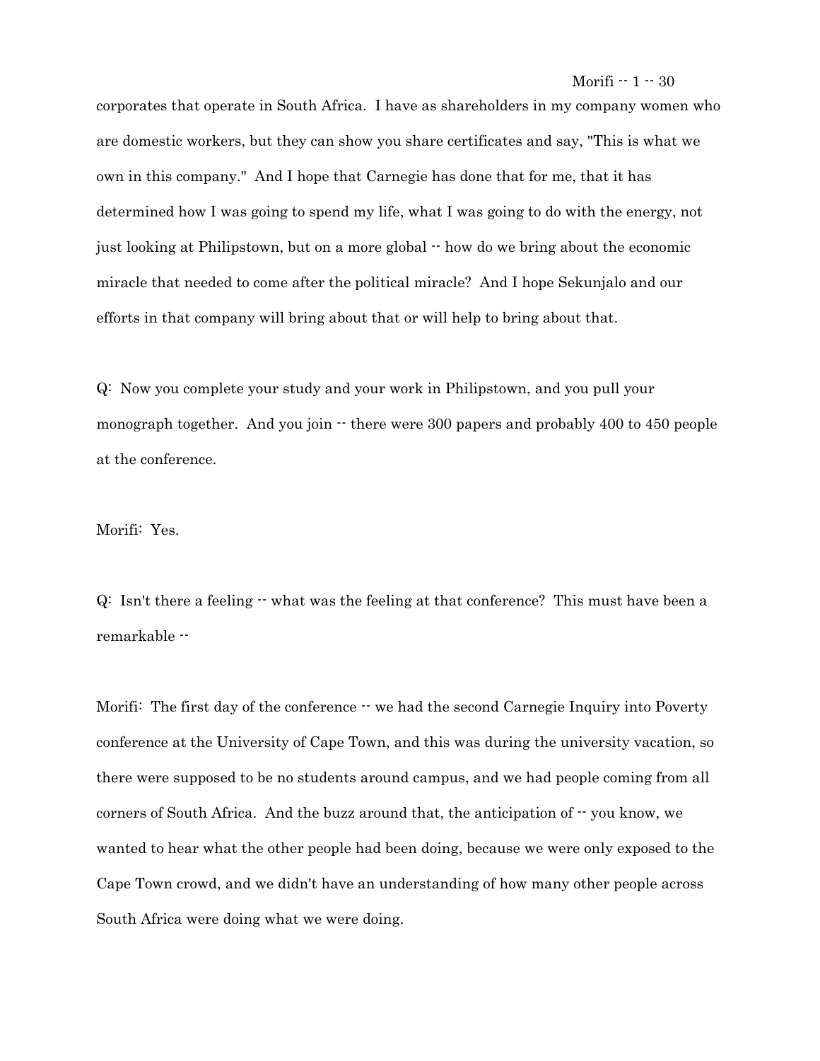corporates that operate in South Africa. I have as shareholders in my company women who are domestic workers, but they can show you share certificates and say, "This is what we own in this company." And I hope that Carnegie has done that for me, that it has determined how I was going to spend my life, what I was going to do with the energy, not just looking at Philipstown, but on a more global -- how do we bring about the economic miracle that needed to come after the political miracle? And I hope Sekunjalo and our efforts in that company will bring about that or will help to bring about that.

Q: Now you complete your study and your work in Philipstown, and you pull your monograph together. And you join -- there were 300 papers and probably 400 to 450 people at the conference.

Morifi: Yes.

Q: Isn't there a feeling -- what was the feeling at that conference? This must have been a remarkable --

Morifi: The first day of the conference -- we had the second Carnegie Inquiry into Poverty conference at the University of Cape Town, and this was during the university vacation, so there were supposed to be no students around campus, and we had people coming from all corners of South Africa. And the buzz around that, the anticipation of -- you know, we wanted to hear what the other people had been doing, because we were only exposed to the Cape Town crowd, and we didn't have an understanding of how many other people across South Africa were doing what we were doing.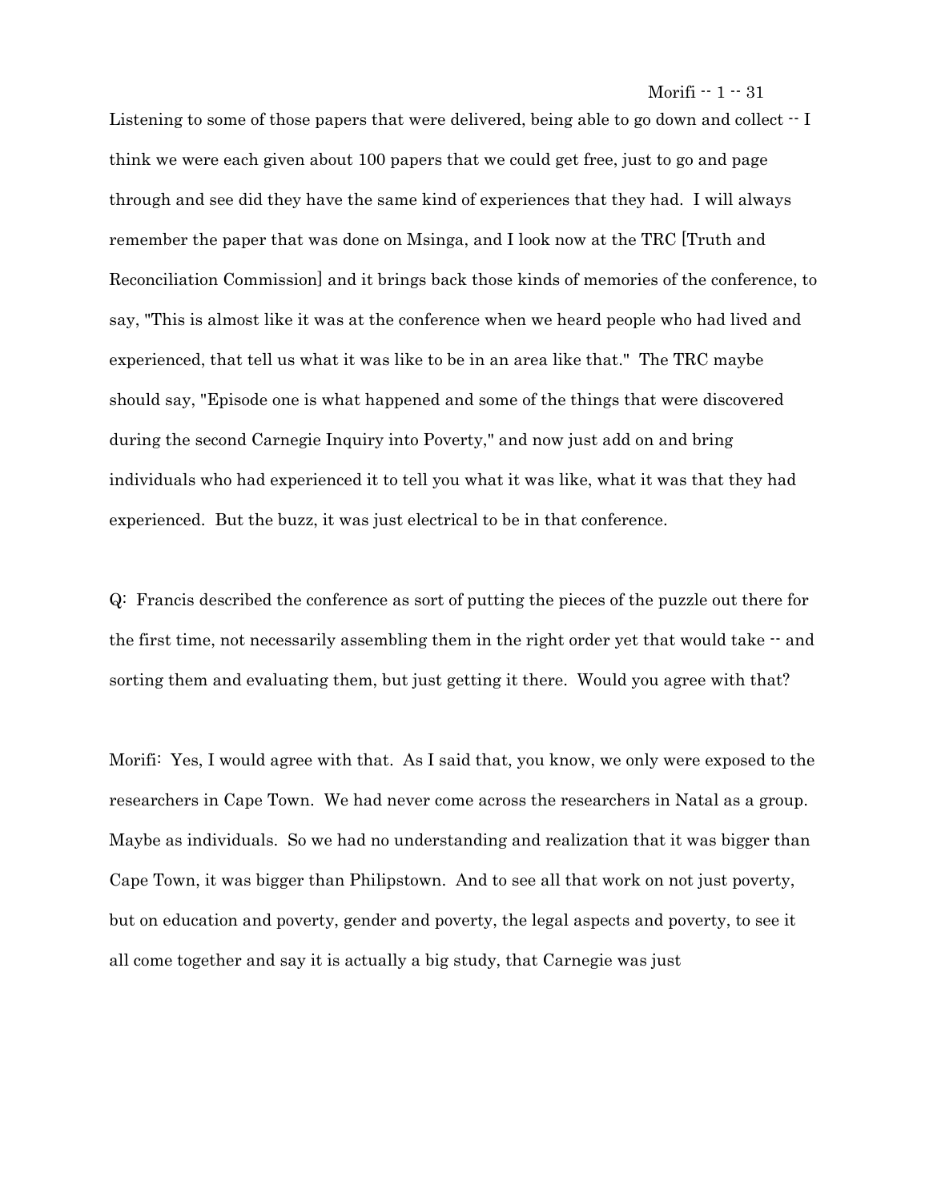Listening to some of those papers that were delivered, being able to go down and collect -- I think we were each given about 100 papers that we could get free, just to go and page through and see did they have the same kind of experiences that they had. I will always remember the paper that was done on Msinga, and I look now at the TRC [Truth and Reconciliation Commission] and it brings back those kinds of memories of the conference, to say, "This is almost like it was at the conference when we heard people who had lived and experienced, that tell us what it was like to be in an area like that." The TRC maybe should say, "Episode one is what happened and some of the things that were discovered during the second Carnegie Inquiry into Poverty," and now just add on and bring individuals who had experienced it to tell you what it was like, what it was that they had experienced. But the buzz, it was just electrical to be in that conference.

Q: Francis described the conference as sort of putting the pieces of the puzzle out there for the first time, not necessarily assembling them in the right order yet that would take -- and sorting them and evaluating them, but just getting it there. Would you agree with that?

Morifi: Yes, I would agree with that. As I said that, you know, we only were exposed to the researchers in Cape Town. We had never come across the researchers in Natal as a group. Maybe as individuals. So we had no understanding and realization that it was bigger than Cape Town, it was bigger than Philipstown. And to see all that work on not just poverty, but on education and poverty, gender and poverty, the legal aspects and poverty, to see it all come together and say it is actually a big study, that Carnegie was just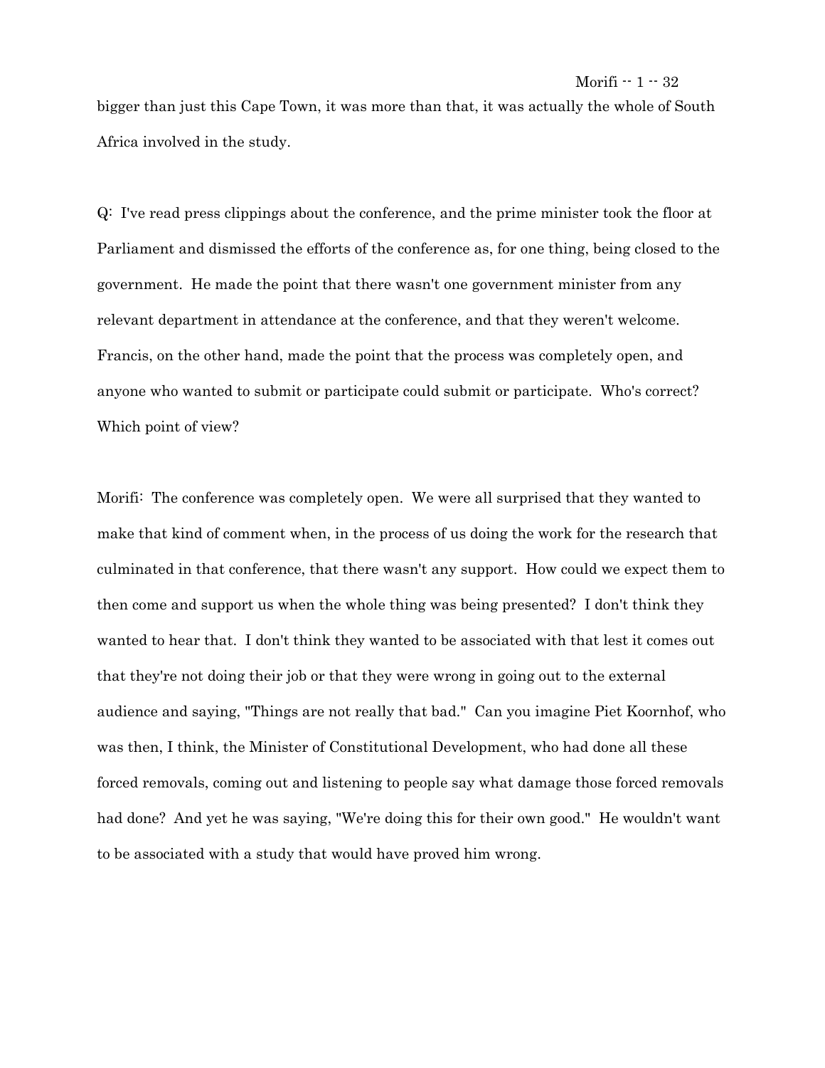bigger than just this Cape Town, it was more than that, it was actually the whole of South Africa involved in the study.

Q: I've read press clippings about the conference, and the prime minister took the floor at Parliament and dismissed the efforts of the conference as, for one thing, being closed to the government. He made the point that there wasn't one government minister from any relevant department in attendance at the conference, and that they weren't welcome. Francis, on the other hand, made the point that the process was completely open, and anyone who wanted to submit or participate could submit or participate. Who's correct? Which point of view?

Morifi: The conference was completely open. We were all surprised that they wanted to make that kind of comment when, in the process of us doing the work for the research that culminated in that conference, that there wasn't any support. How could we expect them to then come and support us when the whole thing was being presented? I don't think they wanted to hear that. I don't think they wanted to be associated with that lest it comes out that they're not doing their job or that they were wrong in going out to the external audience and saying, "Things are not really that bad." Can you imagine Piet Koornhof, who was then, I think, the Minister of Constitutional Development, who had done all these forced removals, coming out and listening to people say what damage those forced removals had done? And yet he was saying, "We're doing this for their own good." He wouldn't want to be associated with a study that would have proved him wrong.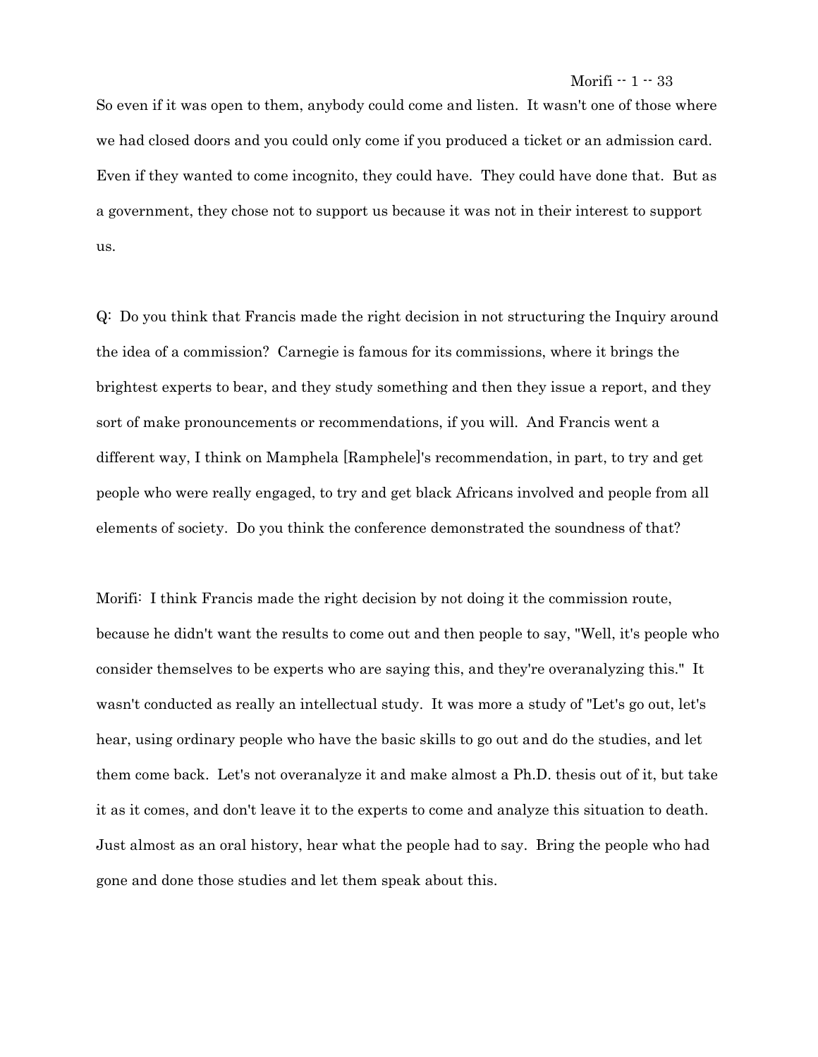So even if it was open to them, anybody could come and listen. It wasn't one of those where we had closed doors and you could only come if you produced a ticket or an admission card. Even if they wanted to come incognito, they could have. They could have done that. But as a government, they chose not to support us because it was not in their interest to support us.

Q: Do you think that Francis made the right decision in not structuring the Inquiry around the idea of a commission? Carnegie is famous for its commissions, where it brings the brightest experts to bear, and they study something and then they issue a report, and they sort of make pronouncements or recommendations, if you will. And Francis went a different way, I think on Mamphela [Ramphele]'s recommendation, in part, to try and get people who were really engaged, to try and get black Africans involved and people from all elements of society. Do you think the conference demonstrated the soundness of that?

Morifi: I think Francis made the right decision by not doing it the commission route, because he didn't want the results to come out and then people to say, "Well, it's people who consider themselves to be experts who are saying this, and they're overanalyzing this." It wasn't conducted as really an intellectual study. It was more a study of "Let's go out, let's hear, using ordinary people who have the basic skills to go out and do the studies, and let them come back. Let's not overanalyze it and make almost a Ph.D. thesis out of it, but take it as it comes, and don't leave it to the experts to come and analyze this situation to death. Just almost as an oral history, hear what the people had to say. Bring the people who had gone and done those studies and let them speak about this.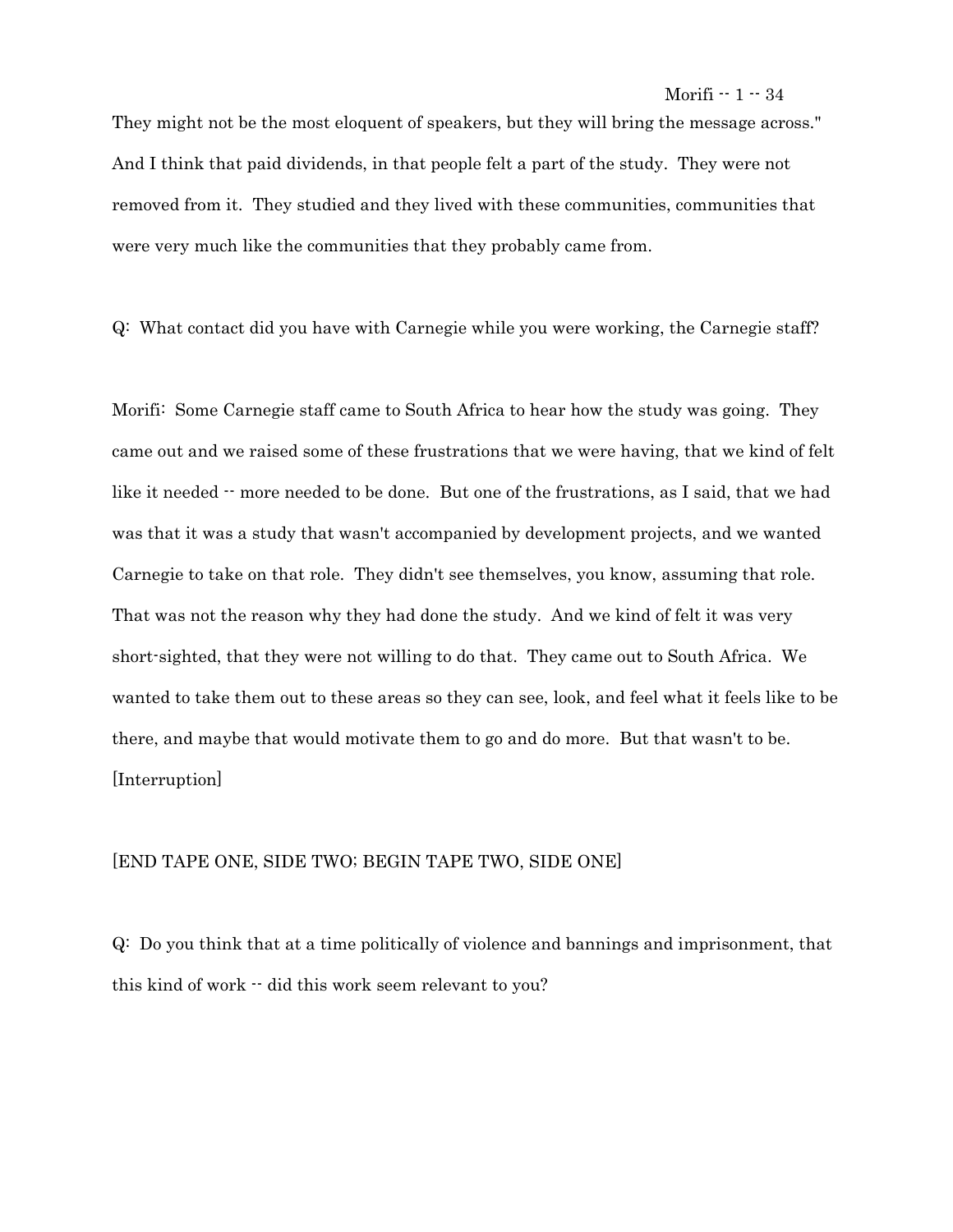They might not be the most eloquent of speakers, but they will bring the message across." And I think that paid dividends, in that people felt a part of the study. They were not removed from it. They studied and they lived with these communities, communities that were very much like the communities that they probably came from.

Q: What contact did you have with Carnegie while you were working, the Carnegie staff?

Morifi: Some Carnegie staff came to South Africa to hear how the study was going. They came out and we raised some of these frustrations that we were having, that we kind of felt like it needed -- more needed to be done. But one of the frustrations, as I said, that we had was that it was a study that wasn't accompanied by development projects, and we wanted Carnegie to take on that role. They didn't see themselves, you know, assuming that role. That was not the reason why they had done the study. And we kind of felt it was very short-sighted, that they were not willing to do that. They came out to South Africa. We wanted to take them out to these areas so they can see, look, and feel what it feels like to be there, and maybe that would motivate them to go and do more. But that wasn't to be. [Interruption]

[END TAPE ONE, SIDE TWO; BEGIN TAPE TWO, SIDE ONE]

Q: Do you think that at a time politically of violence and bannings and imprisonment, that this kind of work -- did this work seem relevant to you?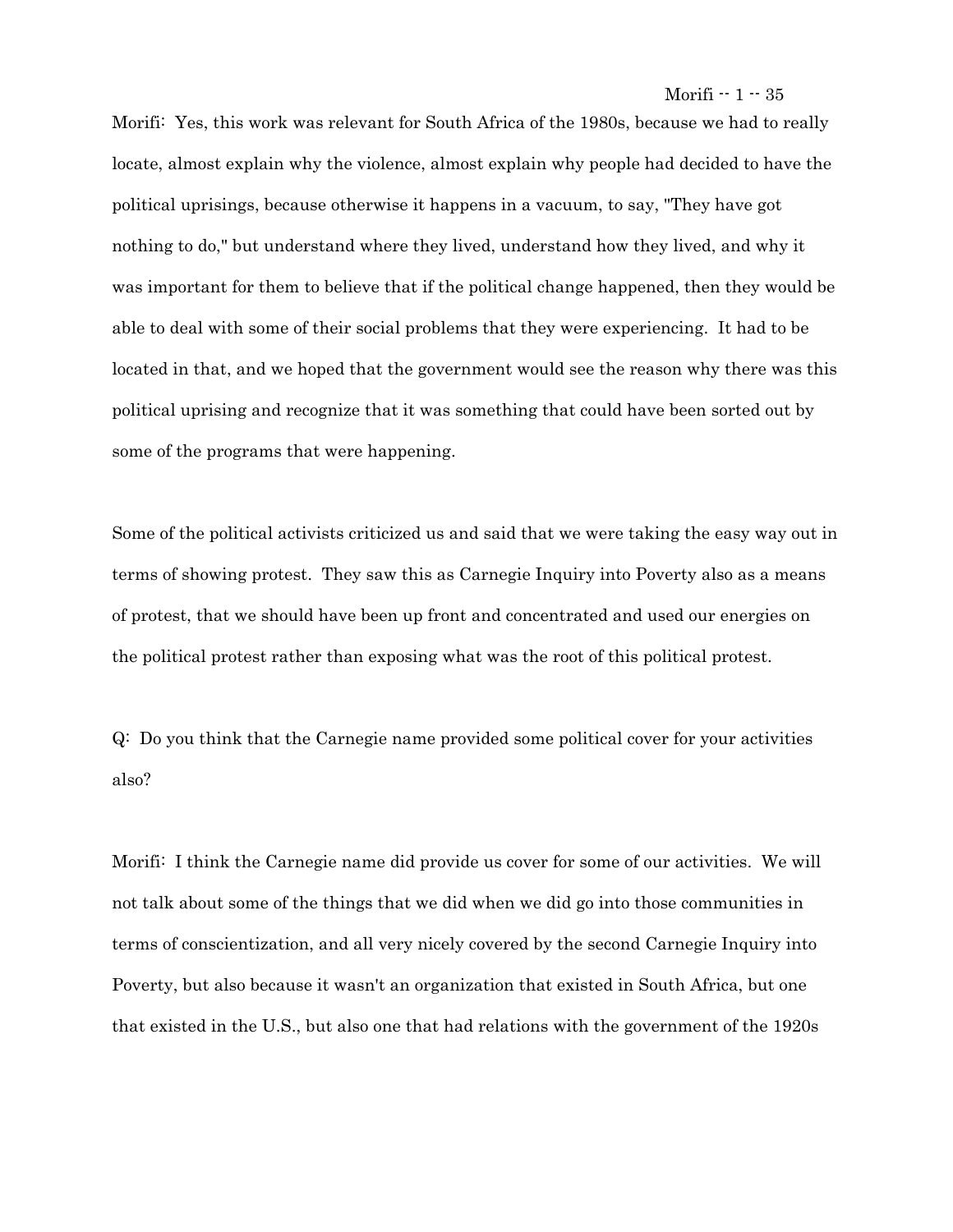Morifi: Yes, this work was relevant for South Africa of the 1980s, because we had to really locate, almost explain why the violence, almost explain why people had decided to have the political uprisings, because otherwise it happens in a vacuum, to say, "They have got nothing to do," but understand where they lived, understand how they lived, and why it was important for them to believe that if the political change happened, then they would be able to deal with some of their social problems that they were experiencing. It had to be located in that, and we hoped that the government would see the reason why there was this political uprising and recognize that it was something that could have been sorted out by some of the programs that were happening.

Some of the political activists criticized us and said that we were taking the easy way out in terms of showing protest. They saw this as Carnegie Inquiry into Poverty also as a means of protest, that we should have been up front and concentrated and used our energies on the political protest rather than exposing what was the root of this political protest.

Q: Do you think that the Carnegie name provided some political cover for your activities also?

Morifi: I think the Carnegie name did provide us cover for some of our activities. We will not talk about some of the things that we did when we did go into those communities in terms of conscientization, and all very nicely covered by the second Carnegie Inquiry into Poverty, but also because it wasn't an organization that existed in South Africa, but one that existed in the U.S., but also one that had relations with the government of the 1920s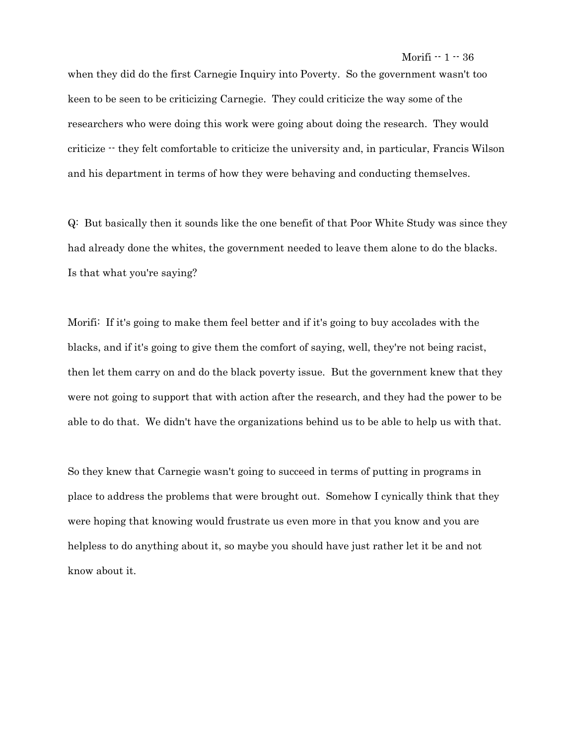when they did do the first Carnegie Inquiry into Poverty. So the government wasn't too keen to be seen to be criticizing Carnegie. They could criticize the way some of the researchers who were doing this work were going about doing the research. They would criticize -- they felt comfortable to criticize the university and, in particular, Francis Wilson and his department in terms of how they were behaving and conducting themselves.

Q: But basically then it sounds like the one benefit of that Poor White Study was since they had already done the whites, the government needed to leave them alone to do the blacks. Is that what you're saying?

Morifi: If it's going to make them feel better and if it's going to buy accolades with the blacks, and if it's going to give them the comfort of saying, well, they're not being racist, then let them carry on and do the black poverty issue. But the government knew that they were not going to support that with action after the research, and they had the power to be able to do that. We didn't have the organizations behind us to be able to help us with that.

So they knew that Carnegie wasn't going to succeed in terms of putting in programs in place to address the problems that were brought out. Somehow I cynically think that they were hoping that knowing would frustrate us even more in that you know and you are helpless to do anything about it, so maybe you should have just rather let it be and not know about it.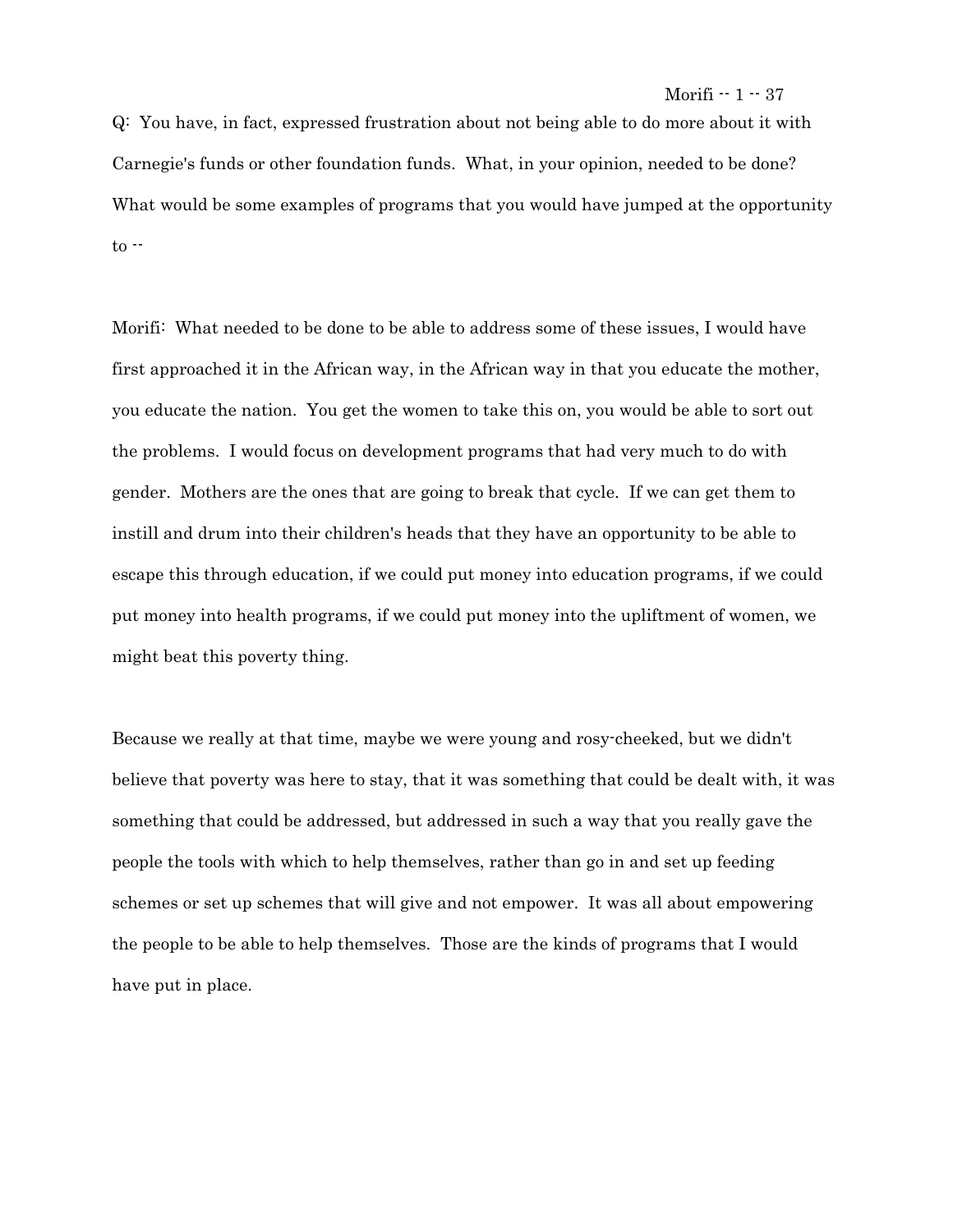Q: You have, in fact, expressed frustration about not being able to do more about it with Carnegie's funds or other foundation funds. What, in your opinion, needed to be done? What would be some examples of programs that you would have jumped at the opportunity to --

Morifi: What needed to be done to be able to address some of these issues, I would have first approached it in the African way, in the African way in that you educate the mother, you educate the nation. You get the women to take this on, you would be able to sort out the problems. I would focus on development programs that had very much to do with gender. Mothers are the ones that are going to break that cycle. If we can get them to instill and drum into their children's heads that they have an opportunity to be able to escape this through education, if we could put money into education programs, if we could put money into health programs, if we could put money into the upliftment of women, we might beat this poverty thing.

Because we really at that time, maybe we were young and rosy-cheeked, but we didn't believe that poverty was here to stay, that it was something that could be dealt with, it was something that could be addressed, but addressed in such a way that you really gave the people the tools with which to help themselves, rather than go in and set up feeding schemes or set up schemes that will give and not empower. It was all about empowering the people to be able to help themselves. Those are the kinds of programs that I would have put in place.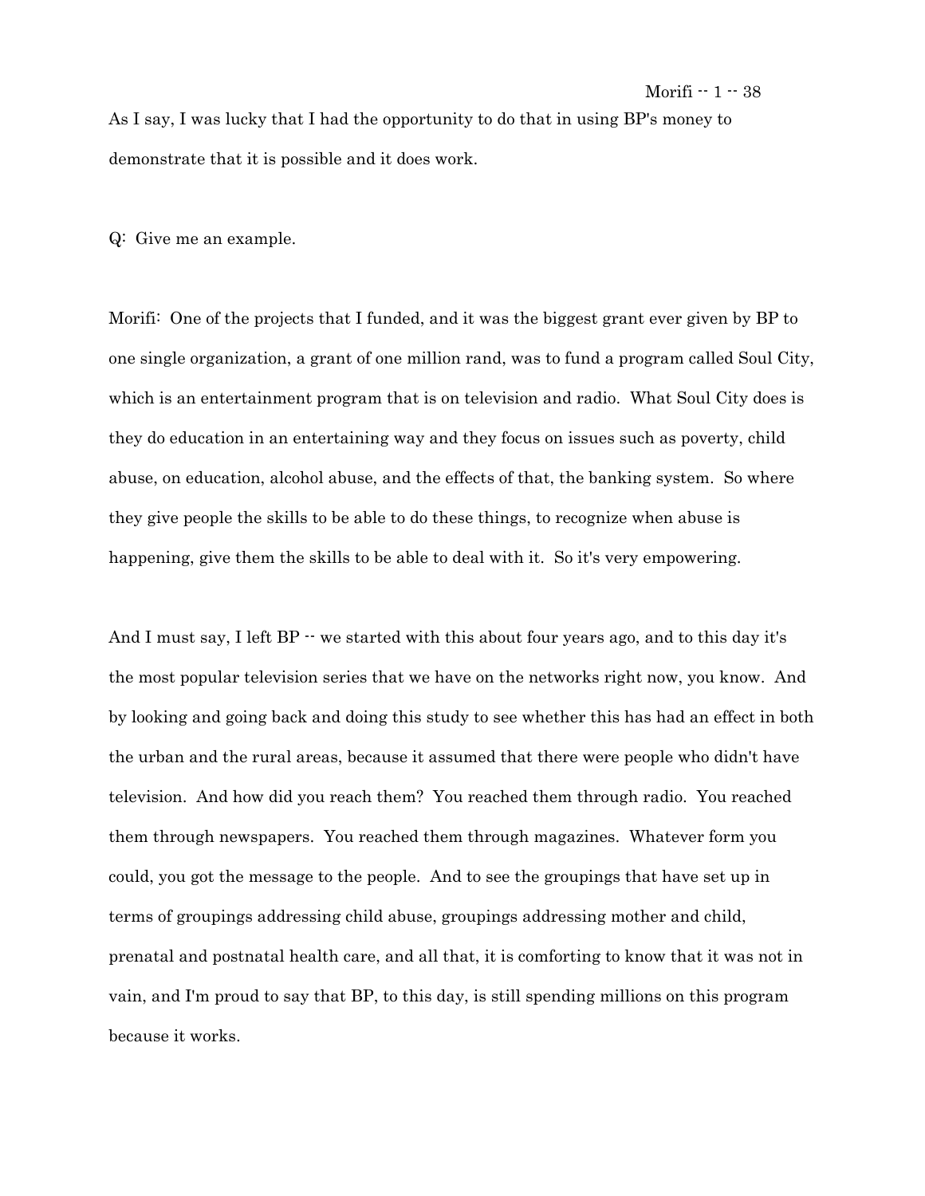As I say, I was lucky that I had the opportunity to do that in using BP's money to demonstrate that it is possible and it does work.

Q: Give me an example.

Morifi: One of the projects that I funded, and it was the biggest grant ever given by BP to one single organization, a grant of one million rand, was to fund a program called Soul City, which is an entertainment program that is on television and radio. What Soul City does is they do education in an entertaining way and they focus on issues such as poverty, child abuse, on education, alcohol abuse, and the effects of that, the banking system. So where they give people the skills to be able to do these things, to recognize when abuse is happening, give them the skills to be able to deal with it. So it's very empowering.

And I must say, I left BP -- we started with this about four years ago, and to this day it's the most popular television series that we have on the networks right now, you know. And by looking and going back and doing this study to see whether this has had an effect in both the urban and the rural areas, because it assumed that there were people who didn't have television. And how did you reach them? You reached them through radio. You reached them through newspapers. You reached them through magazines. Whatever form you could, you got the message to the people. And to see the groupings that have set up in terms of groupings addressing child abuse, groupings addressing mother and child, prenatal and postnatal health care, and all that, it is comforting to know that it was not in vain, and I'm proud to say that BP, to this day, is still spending millions on this program because it works.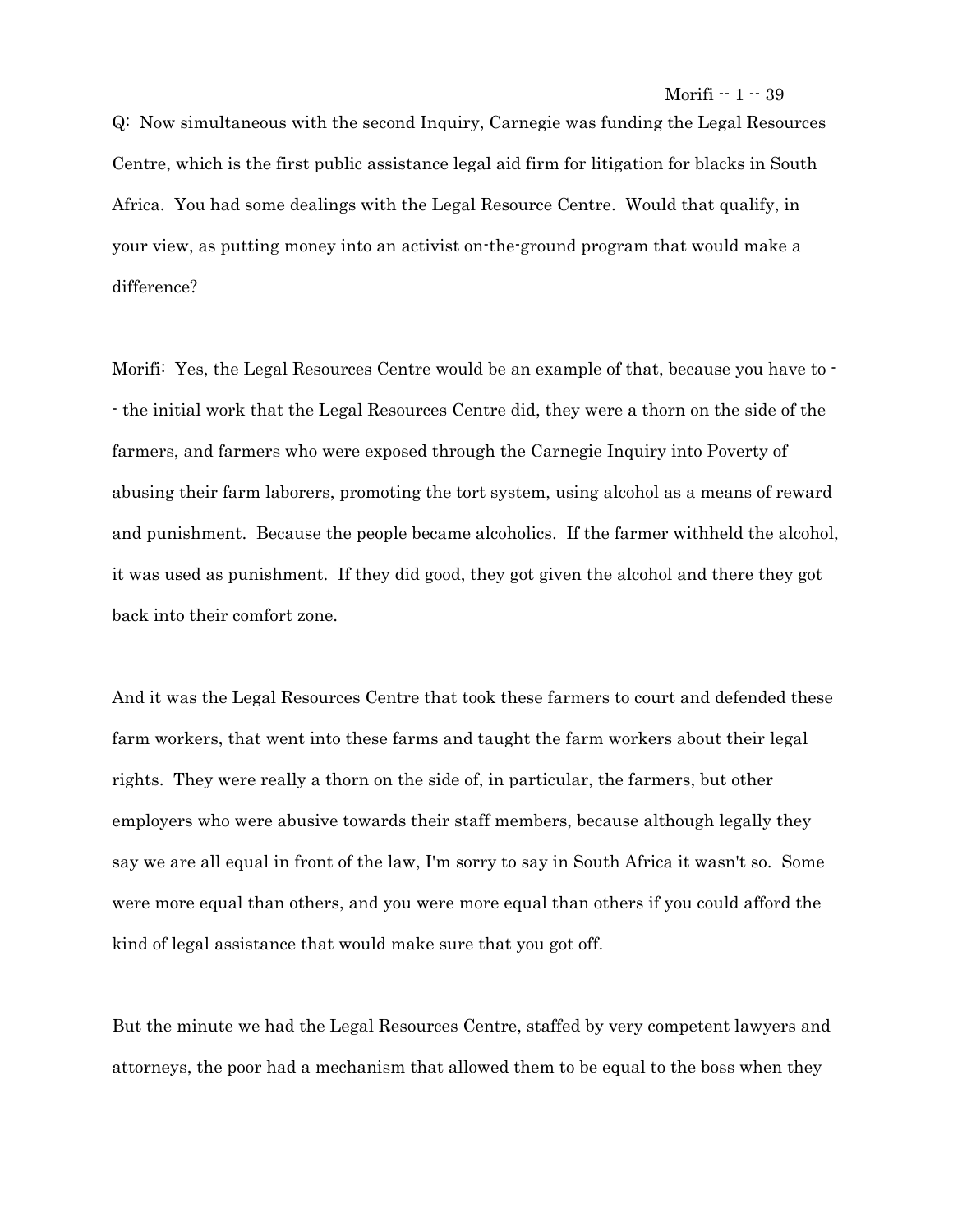Q: Now simultaneous with the second Inquiry, Carnegie was funding the Legal Resources Centre, which is the first public assistance legal aid firm for litigation for blacks in South Africa. You had some dealings with the Legal Resource Centre. Would that qualify, in your view, as putting money into an activist on-the-ground program that would make a difference?

Morifi: Yes, the Legal Resources Centre would be an example of that, because you have to -- the initial work that the Legal Resources Centre did, they were a thorn on the side of the farmers, and farmers who were exposed through the Carnegie Inquiry into Poverty of abusing their farm laborers, promoting the tort system, using alcohol as a means of reward and punishment. Because the people became alcoholics. If the farmer withheld the alcohol, it was used as punishment. If they did good, they got given the alcohol and there they got back into their comfort zone.

And it was the Legal Resources Centre that took these farmers to court and defended these farm workers, that went into these farms and taught the farm workers about their legal rights. They were really a thorn on the side of, in particular, the farmers, but other employers who were abusive towards their staff members, because although legally they say we are all equal in front of the law, I'm sorry to say in South Africa it wasn't so. Some were more equal than others, and you were more equal than others if you could afford the kind of legal assistance that would make sure that you got off.

But the minute we had the Legal Resources Centre, staffed by very competent lawyers and attorneys, the poor had a mechanism that allowed them to be equal to the boss when they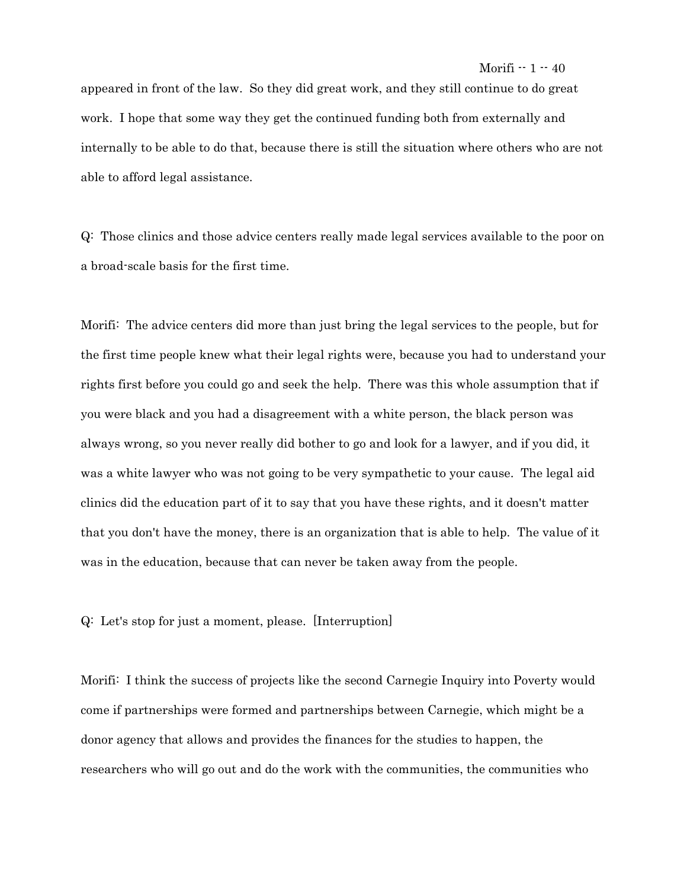appeared in front of the law. So they did great work, and they still continue to do great work. I hope that some way they get the continued funding both from externally and internally to be able to do that, because there is still the situation where others who are not able to afford legal assistance.

Q: Those clinics and those advice centers really made legal services available to the poor on a broad-scale basis for the first time.

Morifi: The advice centers did more than just bring the legal services to the people, but for the first time people knew what their legal rights were, because you had to understand your rights first before you could go and seek the help. There was this whole assumption that if you were black and you had a disagreement with a white person, the black person was always wrong, so you never really did bother to go and look for a lawyer, and if you did, it was a white lawyer who was not going to be very sympathetic to your cause. The legal aid clinics did the education part of it to say that you have these rights, and it doesn't matter that you don't have the money, there is an organization that is able to help. The value of it was in the education, because that can never be taken away from the people.

Q: Let's stop for just a moment, please. [Interruption]

Morifi: I think the success of projects like the second Carnegie Inquiry into Poverty would come if partnerships were formed and partnerships between Carnegie, which might be a donor agency that allows and provides the finances for the studies to happen, the researchers who will go out and do the work with the communities, the communities who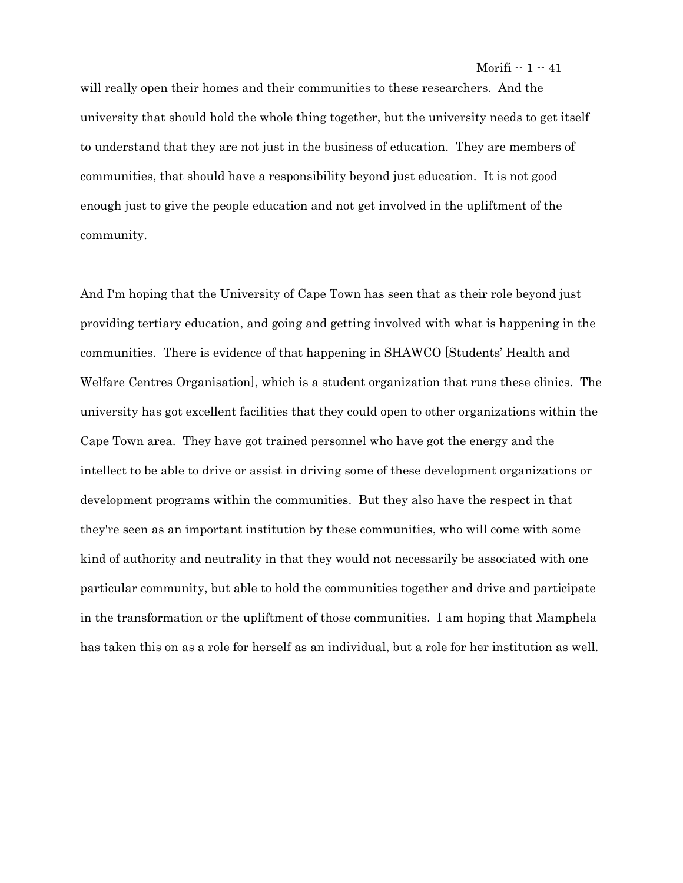will really open their homes and their communities to these researchers. And the university that should hold the whole thing together, but the university needs to get itself to understand that they are not just in the business of education. They are members of communities, that should have a responsibility beyond just education. It is not good enough just to give the people education and not get involved in the upliftment of the community.

And I'm hoping that the University of Cape Town has seen that as their role beyond just providing tertiary education, and going and getting involved with what is happening in the communities. There is evidence of that happening in SHAWCO [Students' Health and Welfare Centres Organisation], which is a student organization that runs these clinics. The university has got excellent facilities that they could open to other organizations within the Cape Town area. They have got trained personnel who have got the energy and the intellect to be able to drive or assist in driving some of these development organizations or development programs within the communities. But they also have the respect in that they're seen as an important institution by these communities, who will come with some kind of authority and neutrality in that they would not necessarily be associated with one particular community, but able to hold the communities together and drive and participate in the transformation or the upliftment of those communities. I am hoping that Mamphela has taken this on as a role for herself as an individual, but a role for her institution as well.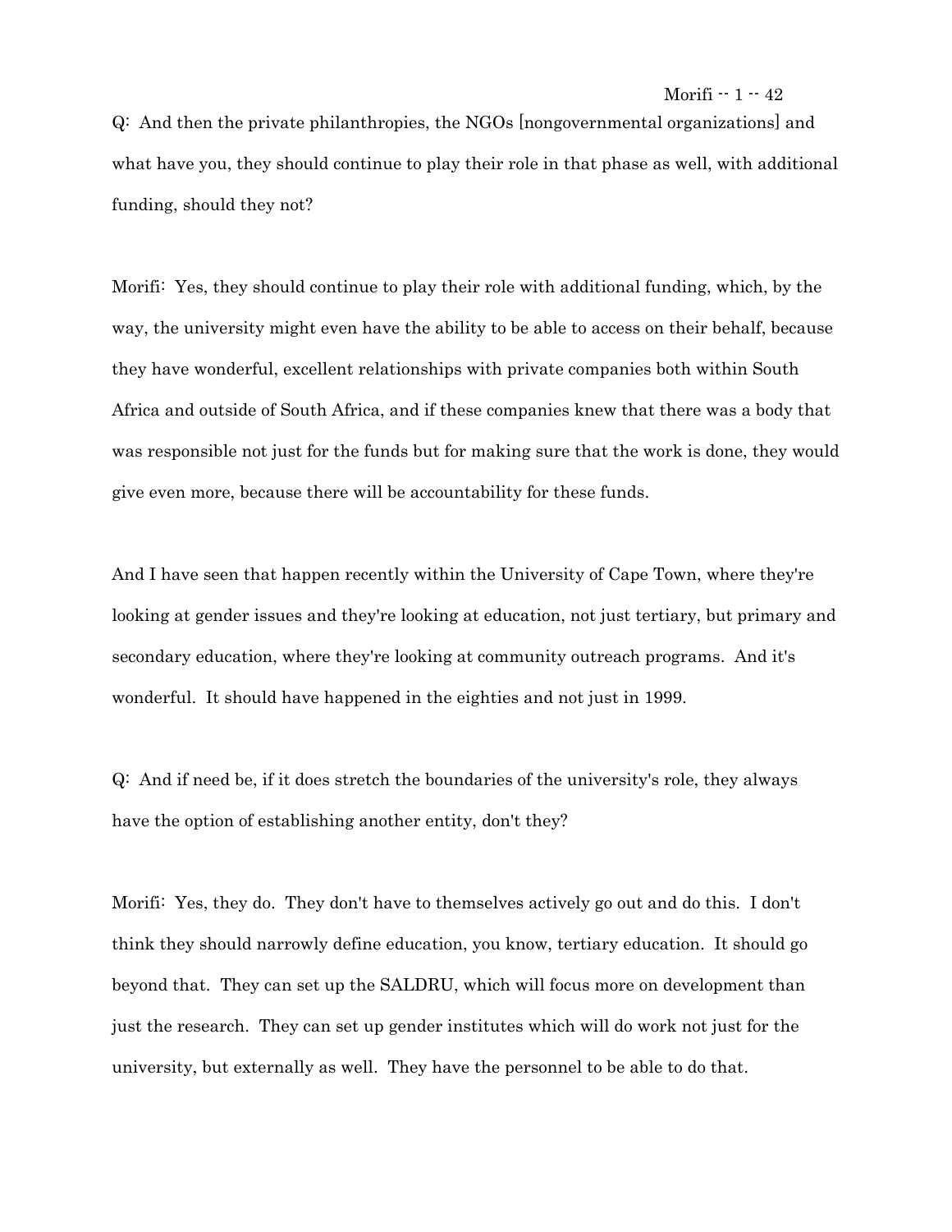Q: And then the private philanthropies, the NGOs [nongovernmental organizations] and what have you, they should continue to play their role in that phase as well, with additional funding, should they not?

Morifi: Yes, they should continue to play their role with additional funding, which, by the way, the university might even have the ability to be able to access on their behalf, because they have wonderful, excellent relationships with private companies both within South Africa and outside of South Africa, and if these companies knew that there was a body that was responsible not just for the funds but for making sure that the work is done, they would give even more, because there will be accountability for these funds.

And I have seen that happen recently within the University of Cape Town, where they're looking at gender issues and they're looking at education, not just tertiary, but primary and secondary education, where they're looking at community outreach programs. And it's wonderful. It should have happened in the eighties and not just in 1999.

Q: And if need be, if it does stretch the boundaries of the university's role, they always have the option of establishing another entity, don't they?

Morifi: Yes, they do. They don't have to themselves actively go out and do this. I don't think they should narrowly define education, you know, tertiary education. It should go beyond that. They can set up the SALDRU, which will focus more on development than just the research. They can set up gender institutes which will do work not just for the university, but externally as well. They have the personnel to be able to do that.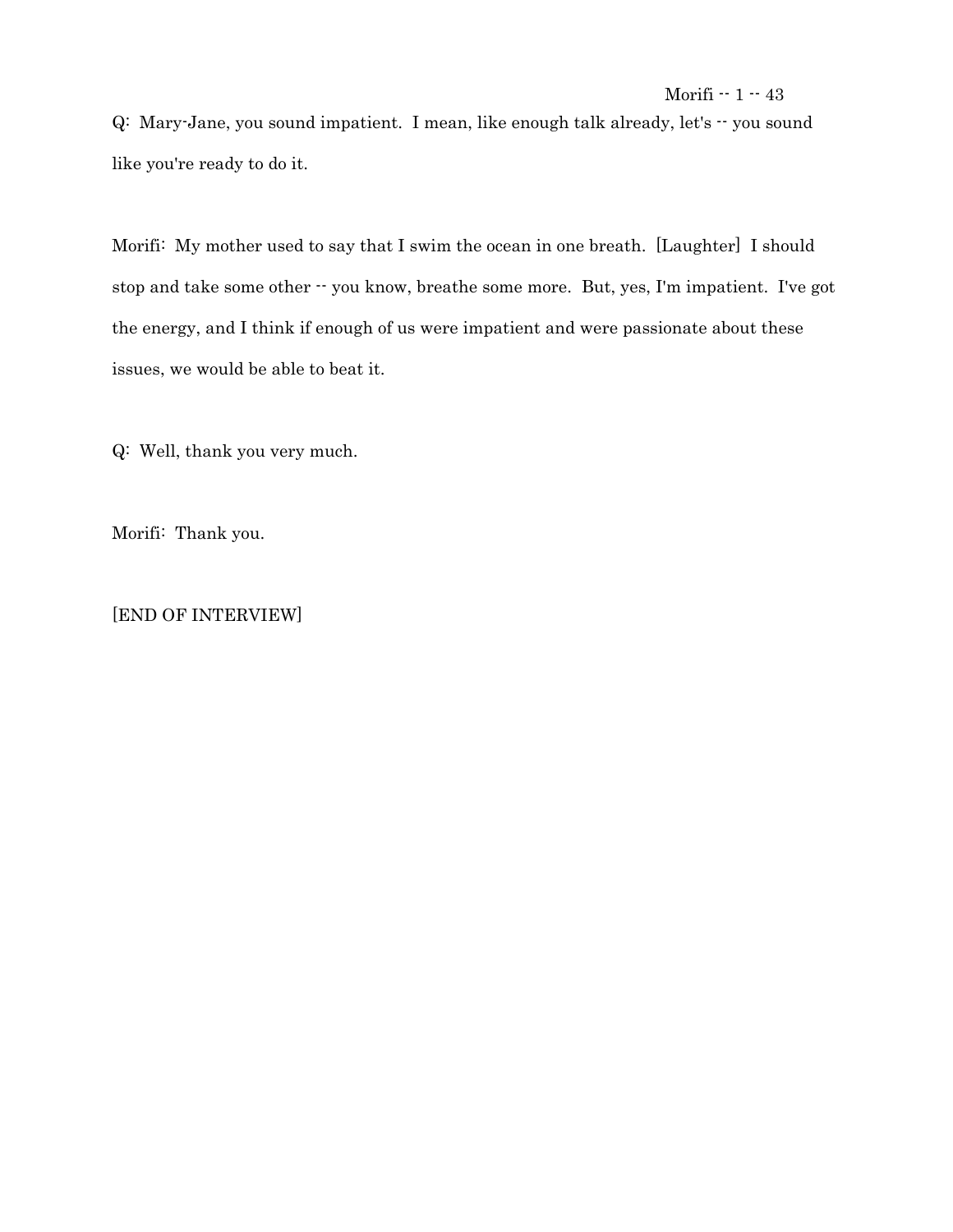Q: Mary-Jane, you sound impatient. I mean, like enough talk already, let's -- you sound like you're ready to do it.

Morifi: My mother used to say that I swim the ocean in one breath. [Laughter] I should stop and take some other -- you know, breathe some more. But, yes, I'm impatient. I've got the energy, and I think if enough of us were impatient and were passionate about these issues, we would be able to beat it.

Q: Well, thank you very much.

Morifi: Thank you.

[END OF INTERVIEW]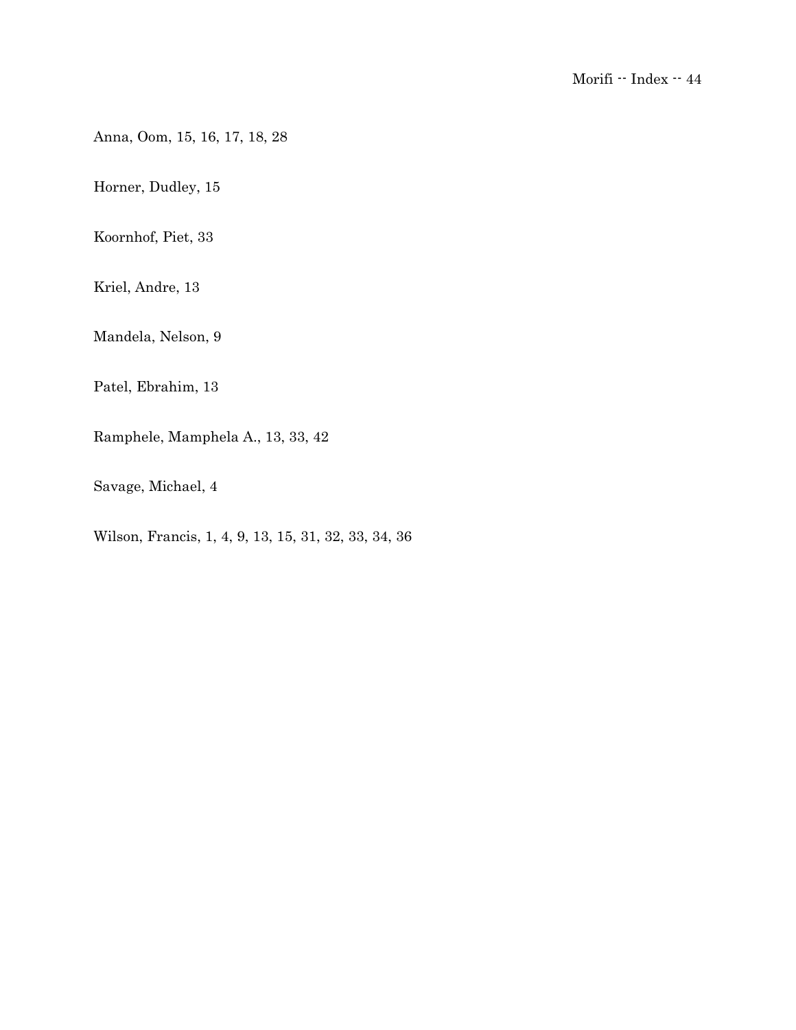Anna, Oom, 15, 16, 17, 18, 28

Horner, Dudley, 15

Koornhof, Piet, 33

Kriel, Andre, 13

Mandela, Nelson, 9

Patel, Ebrahim, 13

Ramphele, Mamphela A., 13, 33, 42

Savage, Michael, 4

Wilson, Francis, 1, 4, 9, 13, 15, 31, 32, 33, 34, 36